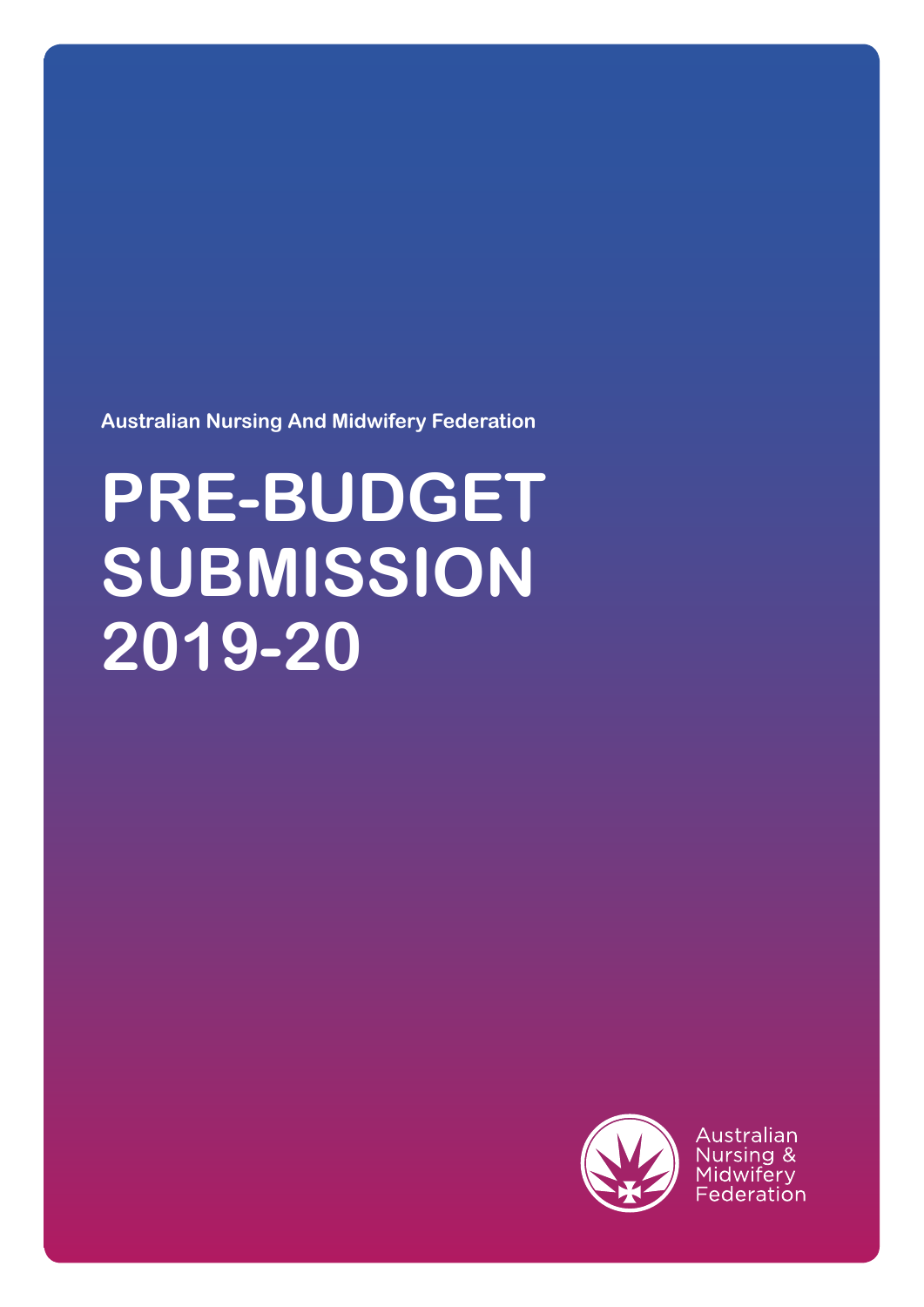**Australian Nursing And Midwifery Federation**

# PRE-BUDGET SUBMISSION 2019-20

Australian Nursing & Midwifery Federation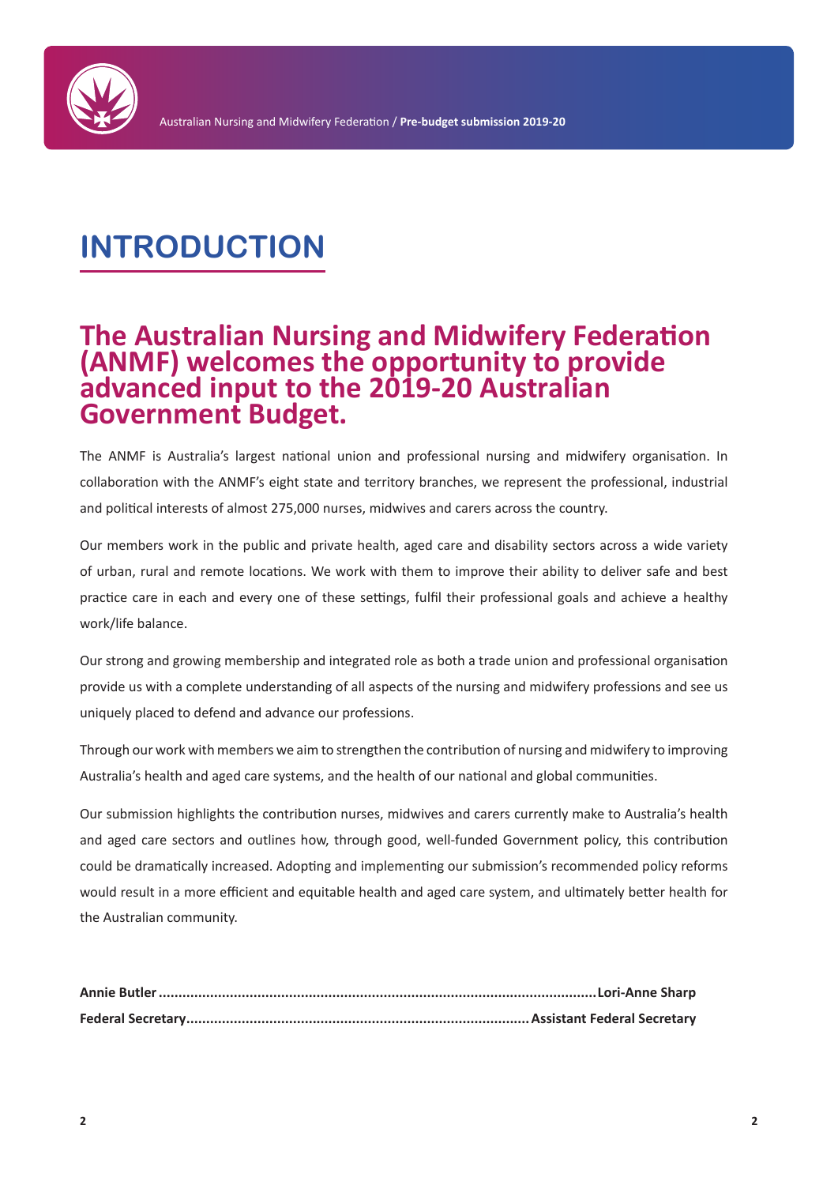# INTRODUCTION

## The Australian Nursing and Midwifery Federation (ANMF) welcomes the opportunity to provide advanced input to the 2019-20 Australian Government Budget.

The ANMF is Australia's largest national union and professional nursing and midwifery organisation. In collaboration with the ANMF's eight state and territory branches, we represent the professional, industrial and political interests of almost 275,000 nurses, midwives and carers across the country.

Our members work in the public and private health, aged care and disability sectors across a wide variety of urban, rural and remote locations. We work with them to improve their ability to deliver safe and best practice care in each and every one of these settings, fulfil their professional goals and achieve a healthy work/life balance.

Our strong and growing membership and integrated role as both a trade union and professional organisation provide us with a complete understanding of all aspects of the nursing and midwifery professions and see us uniquely placed to defend and advance our professions.

Through our work with members we aim to strengthen the contribution of nursing and midwifery to improving Australia's health and aged care systems, and the health of our national and global communities.

Our submission highlights the contribution nurses, midwives and carers currently make to Australia's health and aged care sectors and outlines how, through good, well-funded Government policy, this contribution could be dramatically increased. Adopting and implementing our submission's recommended policy reforms would result in a more efficient and equitable health and aged care system, and ultimately better health for the Australian community.

**Annie Butler** ........................................ **Lori-Anne Sharp**
**Federal Secretary** ........................................ **Assistant Federal Secretary**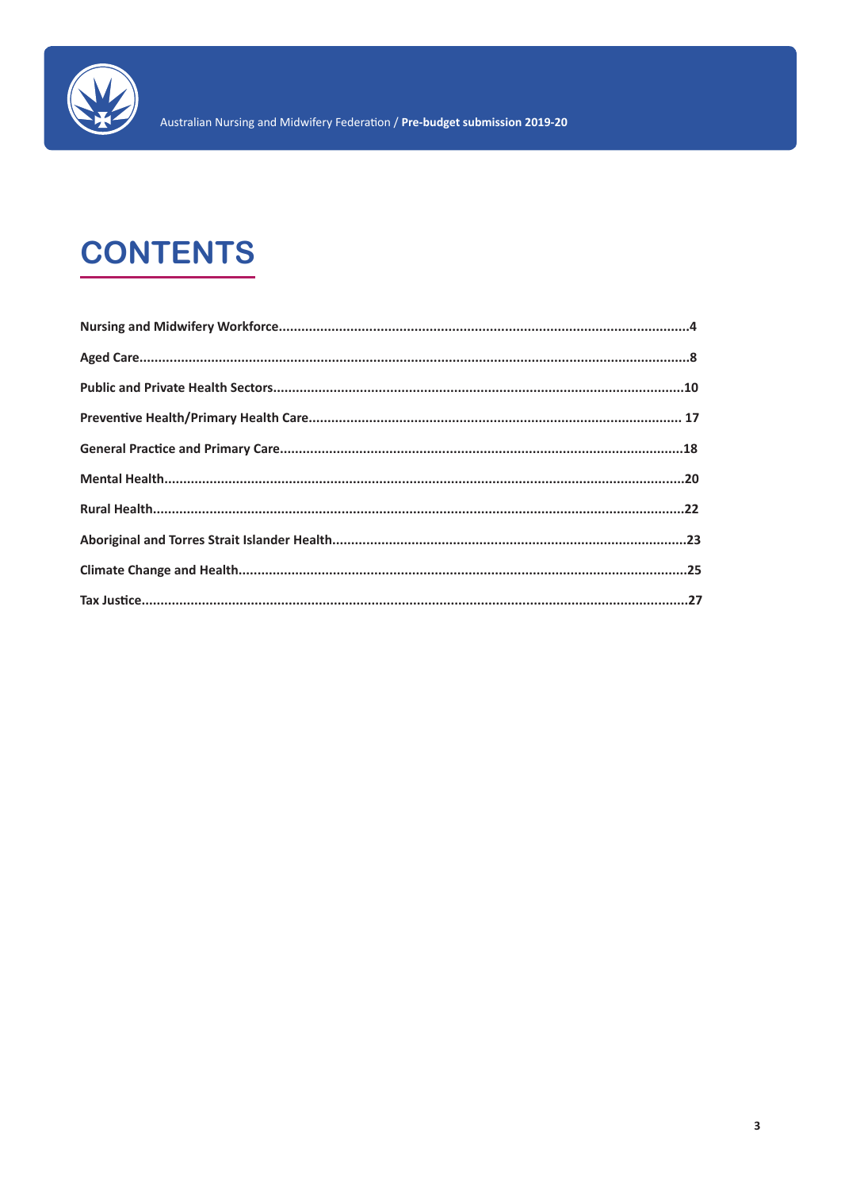# CONTENTS

**Nursing and Midwifery Workforce....4**

**Aged Care....8**

**Public and Private Health Sectors....10**

**Preventive Health/Primary Health Care.... 17**

**General Practice and Primary Care....18**

**Mental Health....20**

**Rural Health....22**

**Aboriginal and Torres Strait Islander Health....23**

**Climate Change and Health....25**

**Tax Justice....27**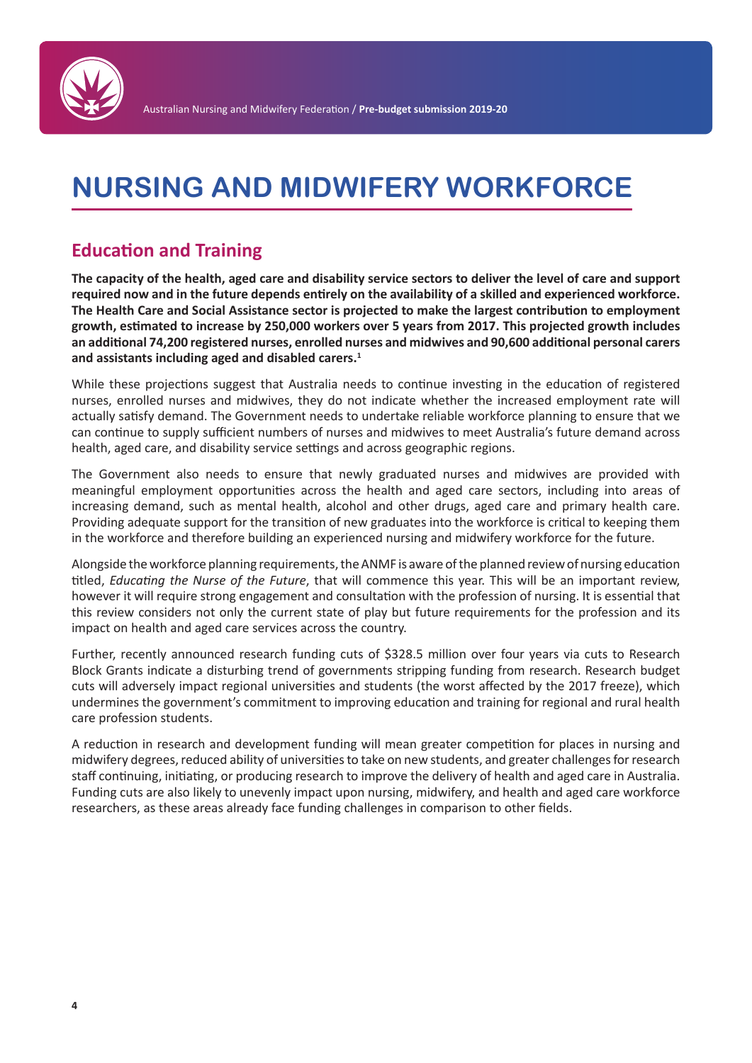# NURSING AND MIDWIFERY WORKFORCE

## Education and Training

**The capacity of the health, aged care and disability service sectors to deliver the level of care and support required now and in the future depends entirely on the availability of a skilled and experienced workforce. The Health Care and Social Assistance sector is projected to make the largest contribution to employment growth, estimated to increase by 250,000 workers over 5 years from 2017. This projected growth includes an additional 74,200 registered nurses, enrolled nurses and midwives and 90,600 additional personal carers and assistants including aged and disabled carers.[1]**

While these projections suggest that Australia needs to continue investing in the education of registered nurses, enrolled nurses and midwives, they do not indicate whether the increased employment rate will actually satisfy demand. The Government needs to undertake reliable workforce planning to ensure that we can continue to supply sufficient numbers of nurses and midwives to meet Australia's future demand across health, aged care, and disability service settings and across geographic regions.

The Government also needs to ensure that newly graduated nurses and midwives are provided with meaningful employment opportunities across the health and aged care sectors, including into areas of increasing demand, such as mental health, alcohol and other drugs, aged care and primary health care. Providing adequate support for the transition of new graduates into the workforce is critical to keeping them in the workforce and therefore building an experienced nursing and midwifery workforce for the future.

Alongside the workforce planning requirements, the ANMF is aware of the planned review of nursing education titled, *Educating the Nurse of the Future*, that will commence this year. This will be an important review, however it will require strong engagement and consultation with the profession of nursing. It is essential that this review considers not only the current state of play but future requirements for the profession and its impact on health and aged care services across the country.

Further, recently announced research funding cuts of $328.5 million over four years via cuts to Research Block Grants indicate a disturbing trend of governments stripping funding from research. Research budget cuts will adversely impact regional universities and students (the worst affected by the 2017 freeze), which undermines the government's commitment to improving education and training for regional and rural health care profession students.

A reduction in research and development funding will mean greater competition for places in nursing and midwifery degrees, reduced ability of universities to take on new students, and greater challenges for research staff continuing, initiating, or producing research to improve the delivery of health and aged care in Australia. Funding cuts are also likely to unevenly impact upon nursing, midwifery, and health and aged care workforce researchers, as these areas already face funding challenges in comparison to other fields.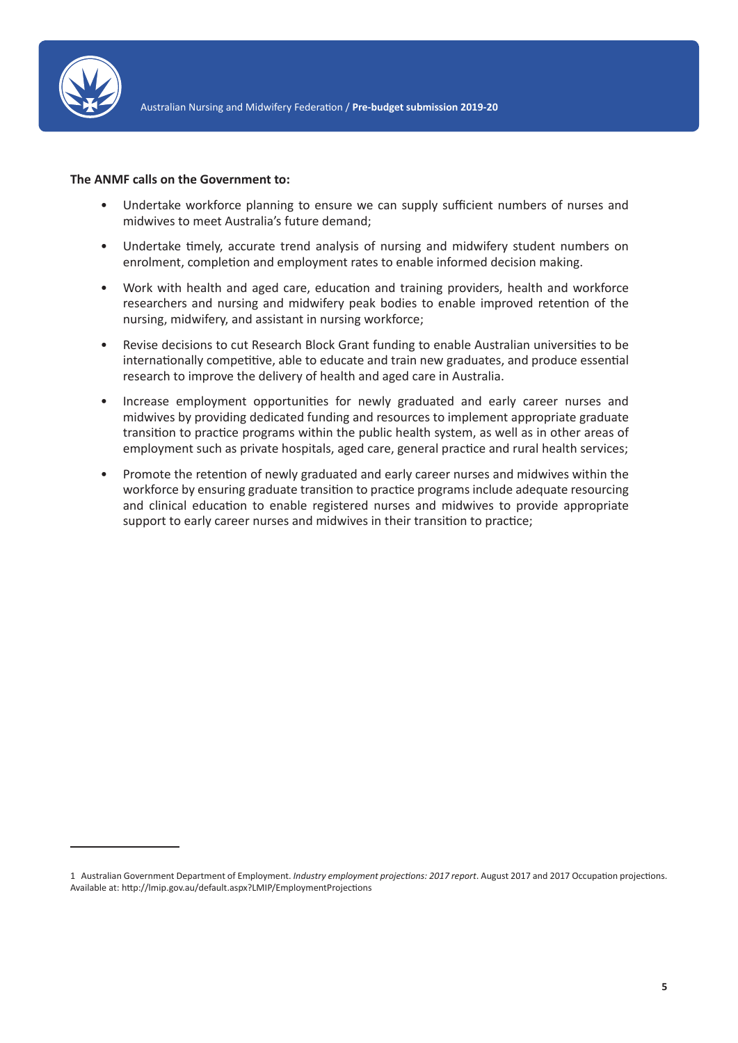**The ANMF calls on the Government to:**

- Undertake workforce planning to ensure we can supply sufficient numbers of nurses and midwives to meet Australia's future demand;
- Undertake timely, accurate trend analysis of nursing and midwifery student numbers on enrolment, completion and employment rates to enable informed decision making.
- Work with health and aged care, education and training providers, health and workforce researchers and nursing and midwifery peak bodies to enable improved retention of the nursing, midwifery, and assistant in nursing workforce;
- Revise decisions to cut Research Block Grant funding to enable Australian universities to be internationally competitive, able to educate and train new graduates, and produce essential research to improve the delivery of health and aged care in Australia.
- Increase employment opportunities for newly graduated and early career nurses and midwives by providing dedicated funding and resources to implement appropriate graduate transition to practice programs within the public health system, as well as in other areas of employment such as private hospitals, aged care, general practice and rural health services;
- Promote the retention of newly graduated and early career nurses and midwives within the workforce by ensuring graduate transition to practice programs include adequate resourcing and clinical education to enable registered nurses and midwives to provide appropriate support to early career nurses and midwives in their transition to practice;

---

1 Australian Government Department of Employment. *Industry employment projections: 2017 report*. August 2017 and 2017 Occupation projections. Available at: http://lmip.gov.au/default.aspx?LMIP/EmploymentProjections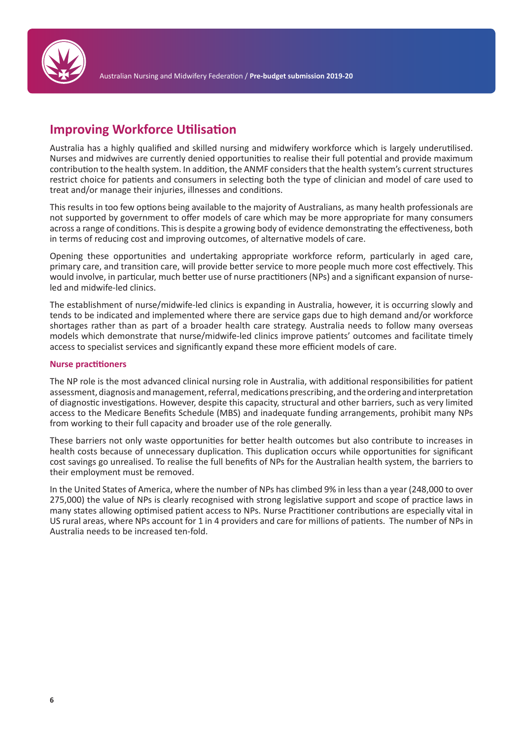## Improving Workforce Utilisation

Australia has a highly qualified and skilled nursing and midwifery workforce which is largely underutilised. Nurses and midwives are currently denied opportunities to realise their full potential and provide maximum contribution to the health system. In addition, the ANMF considers that the health system's current structures restrict choice for patients and consumers in selecting both the type of clinician and model of care used to treat and/or manage their injuries, illnesses and conditions.

This results in too few options being available to the majority of Australians, as many health professionals are not supported by government to offer models of care which may be more appropriate for many consumers across a range of conditions. This is despite a growing body of evidence demonstrating the effectiveness, both in terms of reducing cost and improving outcomes, of alternative models of care.

Opening these opportunities and undertaking appropriate workforce reform, particularly in aged care, primary care, and transition care, will provide better service to more people much more cost effectively. This would involve, in particular, much better use of nurse practitioners (NPs) and a significant expansion of nurse-led and midwife-led clinics.

The establishment of nurse/midwife-led clinics is expanding in Australia, however, it is occurring slowly and tends to be indicated and implemented where there are service gaps due to high demand and/or workforce shortages rather than as part of a broader health care strategy. Australia needs to follow many overseas models which demonstrate that nurse/midwife-led clinics improve patients' outcomes and facilitate timely access to specialist services and significantly expand these more efficient models of care.

### Nurse practitioners

The NP role is the most advanced clinical nursing role in Australia, with additional responsibilities for patient assessment, diagnosis and management, referral, medications prescribing, and the ordering and interpretation of diagnostic investigations. However, despite this capacity, structural and other barriers, such as very limited access to the Medicare Benefits Schedule (MBS) and inadequate funding arrangements, prohibit many NPs from working to their full capacity and broader use of the role generally.

These barriers not only waste opportunities for better health outcomes but also contribute to increases in health costs because of unnecessary duplication. This duplication occurs while opportunities for significant cost savings go unrealised. To realise the full benefits of NPs for the Australian health system, the barriers to their employment must be removed.

In the United States of America, where the number of NPs has climbed 9% in less than a year (248,000 to over 275,000) the value of NPs is clearly recognised with strong legislative support and scope of practice laws in many states allowing optimised patient access to NPs. Nurse Practitioner contributions are especially vital in US rural areas, where NPs account for 1 in 4 providers and care for millions of patients. The number of NPs in Australia needs to be increased ten-fold.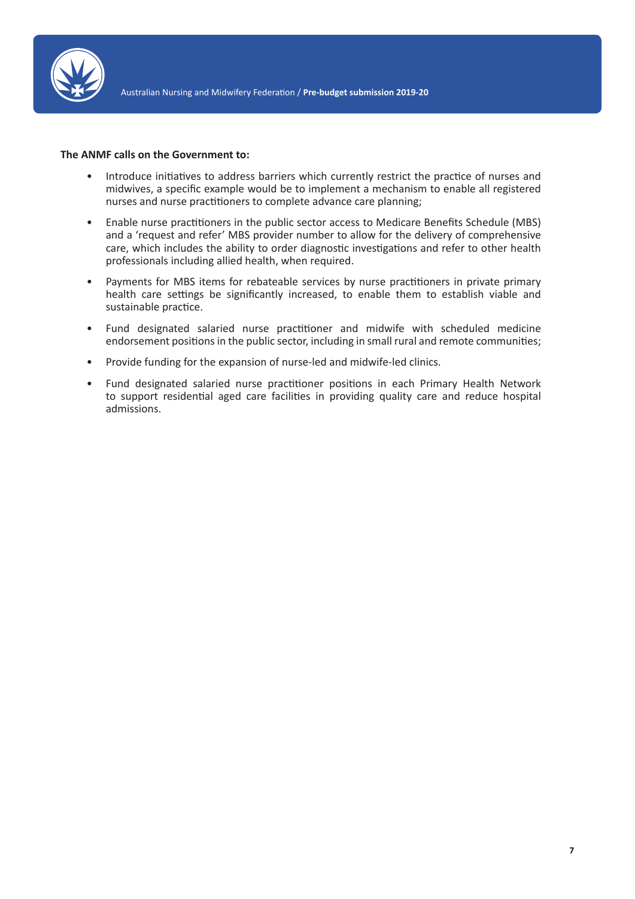**The ANMF calls on the Government to:**

- Introduce initiatives to address barriers which currently restrict the practice of nurses and midwives, a specific example would be to implement a mechanism to enable all registered nurses and nurse practitioners to complete advance care planning;
- Enable nurse practitioners in the public sector access to Medicare Benefits Schedule (MBS) and a 'request and refer' MBS provider number to allow for the delivery of comprehensive care, which includes the ability to order diagnostic investigations and refer to other health professionals including allied health, when required.
- Payments for MBS items for rebateable services by nurse practitioners in private primary health care settings be significantly increased, to enable them to establish viable and sustainable practice.
- Fund designated salaried nurse practitioner and midwife with scheduled medicine endorsement positions in the public sector, including in small rural and remote communities;
- Provide funding for the expansion of nurse-led and midwife-led clinics.
- Fund designated salaried nurse practitioner positions in each Primary Health Network to support residential aged care facilities in providing quality care and reduce hospital admissions.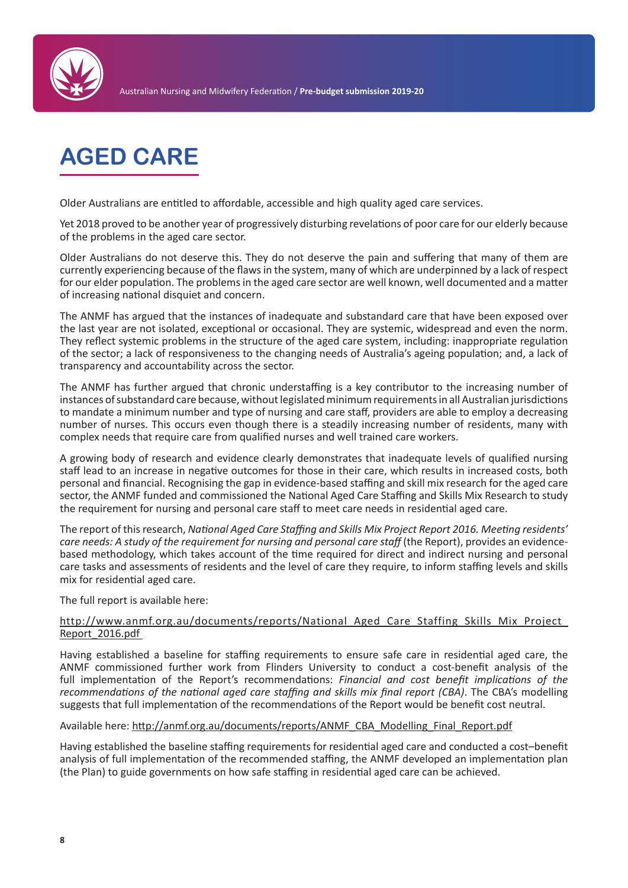# AGED CARE

Older Australians are entitled to affordable, accessible and high quality aged care services.

Yet 2018 proved to be another year of progressively disturbing revelations of poor care for our elderly because of the problems in the aged care sector.

Older Australians do not deserve this. They do not deserve the pain and suffering that many of them are currently experiencing because of the flaws in the system, many of which are underpinned by a lack of respect for our elder population. The problems in the aged care sector are well known, well documented and a matter of increasing national disquiet and concern.

The ANMF has argued that the instances of inadequate and substandard care that have been exposed over the last year are not isolated, exceptional or occasional. They are systemic, widespread and even the norm. They reflect systemic problems in the structure of the aged care system, including: inappropriate regulation of the sector; a lack of responsiveness to the changing needs of Australia's ageing population; and, a lack of transparency and accountability across the sector.

The ANMF has further argued that chronic understaffing is a key contributor to the increasing number of instances of substandard care because, without legislated minimum requirements in all Australian jurisdictions to mandate a minimum number and type of nursing and care staff, providers are able to employ a decreasing number of nurses. This occurs even though there is a steadily increasing number of residents, many with complex needs that require care from qualified nurses and well trained care workers.

A growing body of research and evidence clearly demonstrates that inadequate levels of qualified nursing staff lead to an increase in negative outcomes for those in their care, which results in increased costs, both personal and financial. Recognising the gap in evidence-based staffing and skill mix research for the aged care sector, the ANMF funded and commissioned the National Aged Care Staffing and Skills Mix Research to study the requirement for nursing and personal care staff to meet care needs in residential aged care.

The report of this research, *National Aged Care Staffing and Skills Mix Project Report 2016. Meeting residents' care needs: A study of the requirement for nursing and personal care staff* (the Report), provides an evidence-based methodology, which takes account of the time required for direct and indirect nursing and personal care tasks and assessments of residents and the level of care they require, to inform staffing levels and skills mix for residential aged care.

The full report is available here:

http://www.anmf.org.au/documents/reports/National_Aged_Care_Staffing_Skills_Mix_Project_Report_2016.pdf

Having established a baseline for staffing requirements to ensure safe care in residential aged care, the ANMF commissioned further work from Flinders University to conduct a cost-benefit analysis of the full implementation of the Report's recommendations: *Financial and cost benefit implications of the recommendations of the national aged care staffing and skills mix final report (CBA)*. The CBA's modelling suggests that full implementation of the recommendations of the Report would be benefit cost neutral.

Available here: http://anmf.org.au/documents/reports/ANMF_CBA_Modelling_Final_Report.pdf

Having established the baseline staffing requirements for residential aged care and conducted a cost–benefit analysis of full implementation of the recommended staffing, the ANMF developed an implementation plan (the Plan) to guide governments on how safe staffing in residential aged care can be achieved.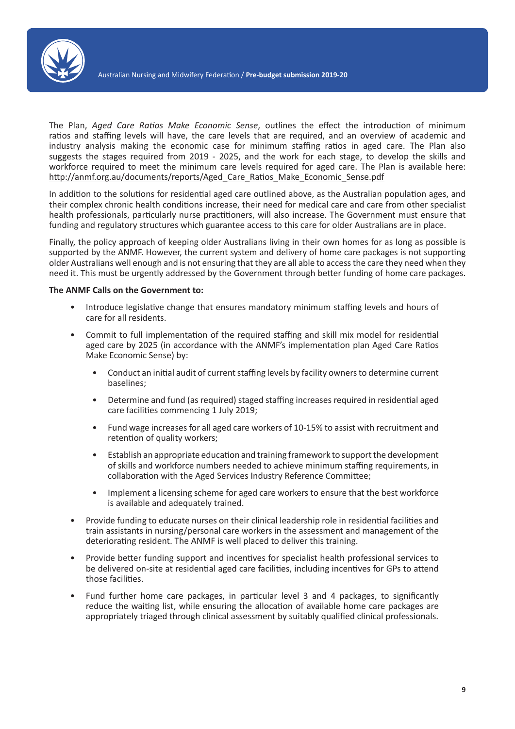The Plan, *Aged Care Ratios Make Economic Sense*, outlines the effect the introduction of minimum ratios and staffing levels will have, the care levels that are required, and an overview of academic and industry analysis making the economic case for minimum staffing ratios in aged care. The Plan also suggests the stages required from 2019 - 2025, and the work for each stage, to develop the skills and workforce required to meet the minimum care levels required for aged care. The Plan is available here: http://anmf.org.au/documents/reports/Aged_Care_Ratios_Make_Economic_Sense.pdf

In addition to the solutions for residential aged care outlined above, as the Australian population ages, and their complex chronic health conditions increase, their need for medical care and care from other specialist health professionals, particularly nurse practitioners, will also increase. The Government must ensure that funding and regulatory structures which guarantee access to this care for older Australians are in place.

Finally, the policy approach of keeping older Australians living in their own homes for as long as possible is supported by the ANMF. However, the current system and delivery of home care packages is not supporting older Australians well enough and is not ensuring that they are all able to access the care they need when they need it. This must be urgently addressed by the Government through better funding of home care packages.

**The ANMF Calls on the Government to:**

- Introduce legislative change that ensures mandatory minimum staffing levels and hours of care for all residents.
- Commit to full implementation of the required staffing and skill mix model for residential aged care by 2025 (in accordance with the ANMF's implementation plan Aged Care Ratios Make Economic Sense) by:
  - Conduct an initial audit of current staffing levels by facility owners to determine current baselines;
  - Determine and fund (as required) staged staffing increases required in residential aged care facilities commencing 1 July 2019;
  - Fund wage increases for all aged care workers of 10-15% to assist with recruitment and retention of quality workers;
  - Establish an appropriate education and training framework to support the development of skills and workforce numbers needed to achieve minimum staffing requirements, in collaboration with the Aged Services Industry Reference Committee;
  - Implement a licensing scheme for aged care workers to ensure that the best workforce is available and adequately trained.
- Provide funding to educate nurses on their clinical leadership role in residential facilities and train assistants in nursing/personal care workers in the assessment and management of the deteriorating resident. The ANMF is well placed to deliver this training.
- Provide better funding support and incentives for specialist health professional services to be delivered on-site at residential aged care facilities, including incentives for GPs to attend those facilities.
- Fund further home care packages, in particular level 3 and 4 packages, to significantly reduce the waiting list, while ensuring the allocation of available home care packages are appropriately triaged through clinical assessment by suitably qualified clinical professionals.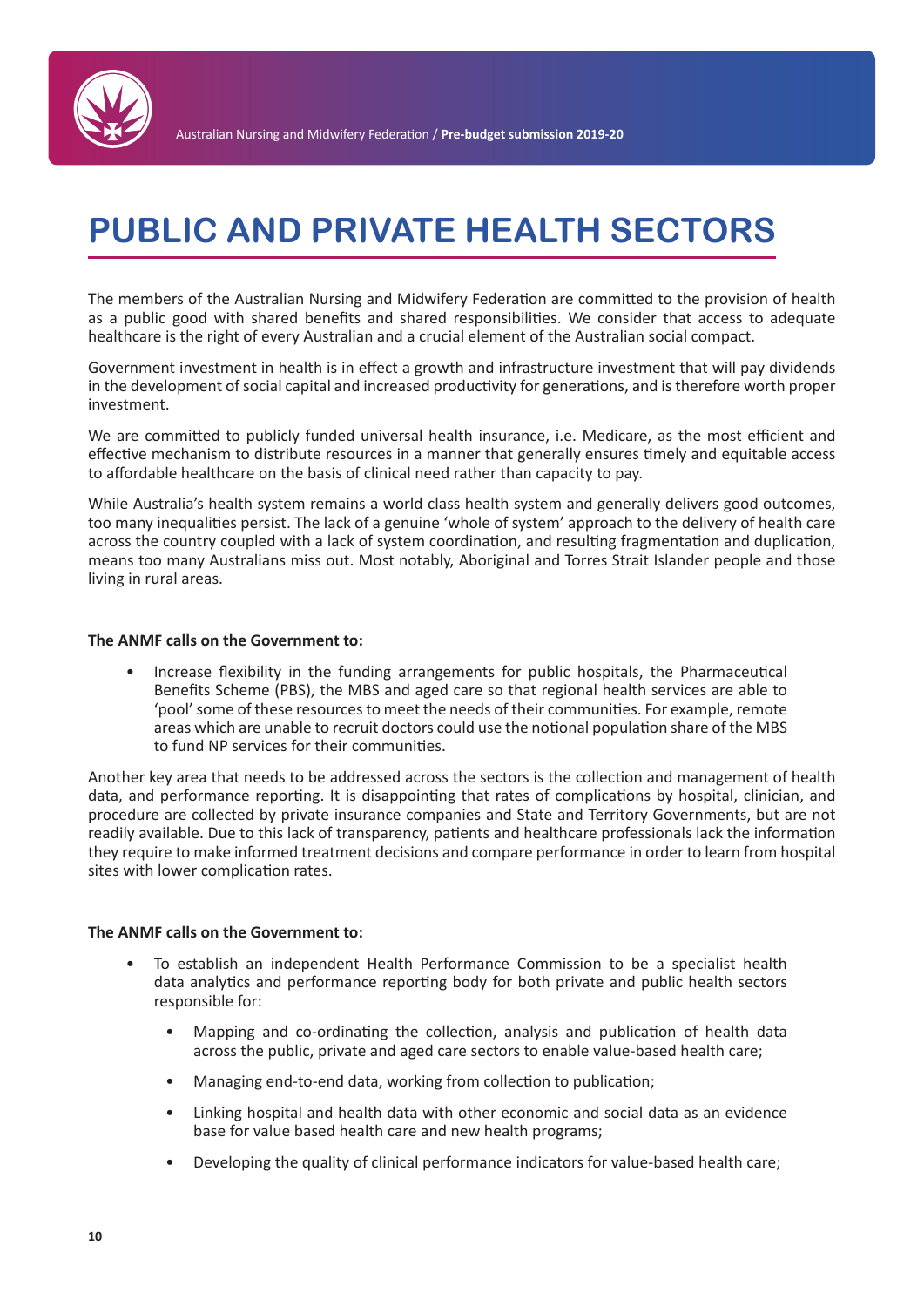# PUBLIC AND PRIVATE HEALTH SECTORS

The members of the Australian Nursing and Midwifery Federation are committed to the provision of health as a public good with shared benefits and shared responsibilities. We consider that access to adequate healthcare is the right of every Australian and a crucial element of the Australian social compact.

Government investment in health is in effect a growth and infrastructure investment that will pay dividends in the development of social capital and increased productivity for generations, and is therefore worth proper investment.

We are committed to publicly funded universal health insurance, i.e. Medicare, as the most efficient and effective mechanism to distribute resources in a manner that generally ensures timely and equitable access to affordable healthcare on the basis of clinical need rather than capacity to pay.

While Australia's health system remains a world class health system and generally delivers good outcomes, too many inequalities persist. The lack of a genuine 'whole of system' approach to the delivery of health care across the country coupled with a lack of system coordination, and resulting fragmentation and duplication, means too many Australians miss out. Most notably, Aboriginal and Torres Strait Islander people and those living in rural areas.

**The ANMF calls on the Government to:**

- Increase flexibility in the funding arrangements for public hospitals, the Pharmaceutical Benefits Scheme (PBS), the MBS and aged care so that regional health services are able to 'pool' some of these resources to meet the needs of their communities. For example, remote areas which are unable to recruit doctors could use the notional population share of the MBS to fund NP services for their communities.

Another key area that needs to be addressed across the sectors is the collection and management of health data, and performance reporting. It is disappointing that rates of complications by hospital, clinician, and procedure are collected by private insurance companies and State and Territory Governments, but are not readily available. Due to this lack of transparency, patients and healthcare professionals lack the information they require to make informed treatment decisions and compare performance in order to learn from hospital sites with lower complication rates.

**The ANMF calls on the Government to:**

- To establish an independent Health Performance Commission to be a specialist health data analytics and performance reporting body for both private and public health sectors responsible for:
  - Mapping and co-ordinating the collection, analysis and publication of health data across the public, private and aged care sectors to enable value-based health care;
  - Managing end-to-end data, working from collection to publication;
  - Linking hospital and health data with other economic and social data as an evidence base for value based health care and new health programs;
  - Developing the quality of clinical performance indicators for value-based health care;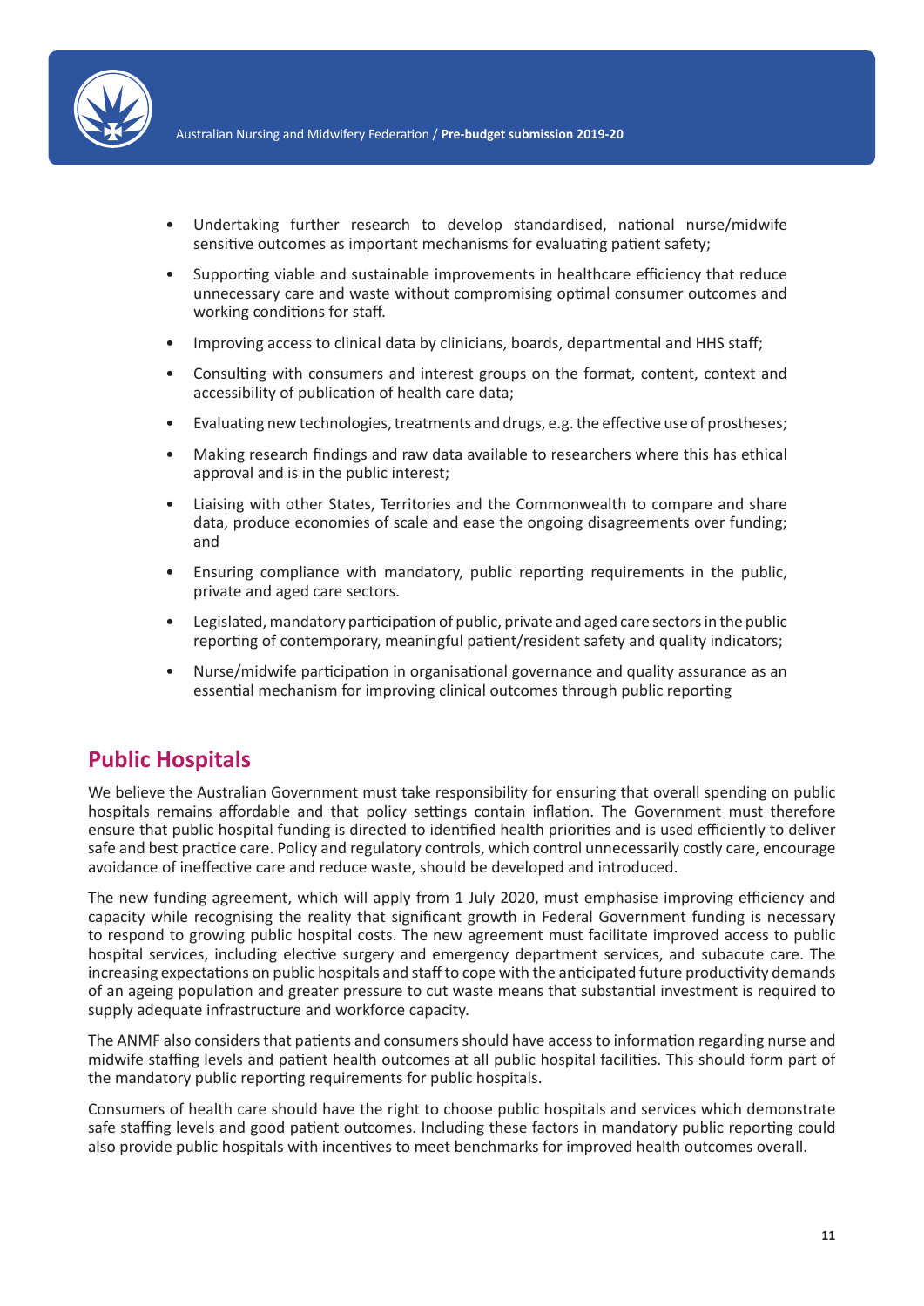- Undertaking further research to develop standardised, national nurse/midwife sensitive outcomes as important mechanisms for evaluating patient safety;
- Supporting viable and sustainable improvements in healthcare efficiency that reduce unnecessary care and waste without compromising optimal consumer outcomes and working conditions for staff.
- Improving access to clinical data by clinicians, boards, departmental and HHS staff;
- Consulting with consumers and interest groups on the format, content, context and accessibility of publication of health care data;
- Evaluating new technologies, treatments and drugs, e.g. the effective use of prostheses;
- Making research findings and raw data available to researchers where this has ethical approval and is in the public interest;
- Liaising with other States, Territories and the Commonwealth to compare and share data, produce economies of scale and ease the ongoing disagreements over funding; and
- Ensuring compliance with mandatory, public reporting requirements in the public, private and aged care sectors.
- Legislated, mandatory participation of public, private and aged care sectors in the public reporting of contemporary, meaningful patient/resident safety and quality indicators;
- Nurse/midwife participation in organisational governance and quality assurance as an essential mechanism for improving clinical outcomes through public reporting

## Public Hospitals

We believe the Australian Government must take responsibility for ensuring that overall spending on public hospitals remains affordable and that policy settings contain inflation. The Government must therefore ensure that public hospital funding is directed to identified health priorities and is used efficiently to deliver safe and best practice care. Policy and regulatory controls, which control unnecessarily costly care, encourage avoidance of ineffective care and reduce waste, should be developed and introduced.

The new funding agreement, which will apply from 1 July 2020, must emphasise improving efficiency and capacity while recognising the reality that significant growth in Federal Government funding is necessary to respond to growing public hospital costs. The new agreement must facilitate improved access to public hospital services, including elective surgery and emergency department services, and subacute care. The increasing expectations on public hospitals and staff to cope with the anticipated future productivity demands of an ageing population and greater pressure to cut waste means that substantial investment is required to supply adequate infrastructure and workforce capacity.

The ANMF also considers that patients and consumers should have access to information regarding nurse and midwife staffing levels and patient health outcomes at all public hospital facilities. This should form part of the mandatory public reporting requirements for public hospitals.

Consumers of health care should have the right to choose public hospitals and services which demonstrate safe staffing levels and good patient outcomes. Including these factors in mandatory public reporting could also provide public hospitals with incentives to meet benchmarks for improved health outcomes overall.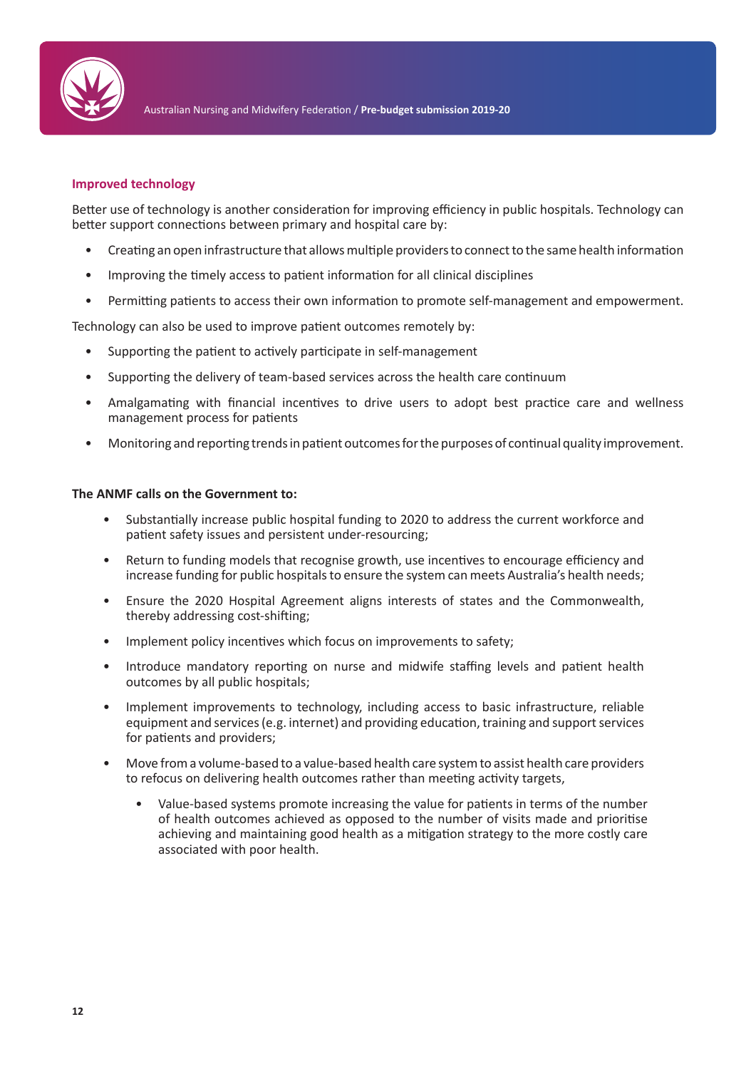### Improved technology

Better use of technology is another consideration for improving efficiency in public hospitals. Technology can better support connections between primary and hospital care by:

- Creating an open infrastructure that allows multiple providers to connect to the same health information
- Improving the timely access to patient information for all clinical disciplines
- Permitting patients to access their own information to promote self-management and empowerment.

Technology can also be used to improve patient outcomes remotely by:

- Supporting the patient to actively participate in self-management
- Supporting the delivery of team-based services across the health care continuum
- Amalgamating with financial incentives to drive users to adopt best practice care and wellness management process for patients
- Monitoring and reporting trends in patient outcomes for the purposes of continual quality improvement.

**The ANMF calls on the Government to:**

- Substantially increase public hospital funding to 2020 to address the current workforce and patient safety issues and persistent under-resourcing;
- Return to funding models that recognise growth, use incentives to encourage efficiency and increase funding for public hospitals to ensure the system can meets Australia's health needs;
- Ensure the 2020 Hospital Agreement aligns interests of states and the Commonwealth, thereby addressing cost-shifting;
- Implement policy incentives which focus on improvements to safety;
- Introduce mandatory reporting on nurse and midwife staffing levels and patient health outcomes by all public hospitals;
- Implement improvements to technology, including access to basic infrastructure, reliable equipment and services (e.g. internet) and providing education, training and support services for patients and providers;
- Move from a volume-based to a value-based health care system to assist health care providers to refocus on delivering health outcomes rather than meeting activity targets,
    - Value-based systems promote increasing the value for patients in terms of the number of health outcomes achieved as opposed to the number of visits made and prioritise achieving and maintaining good health as a mitigation strategy to the more costly care associated with poor health.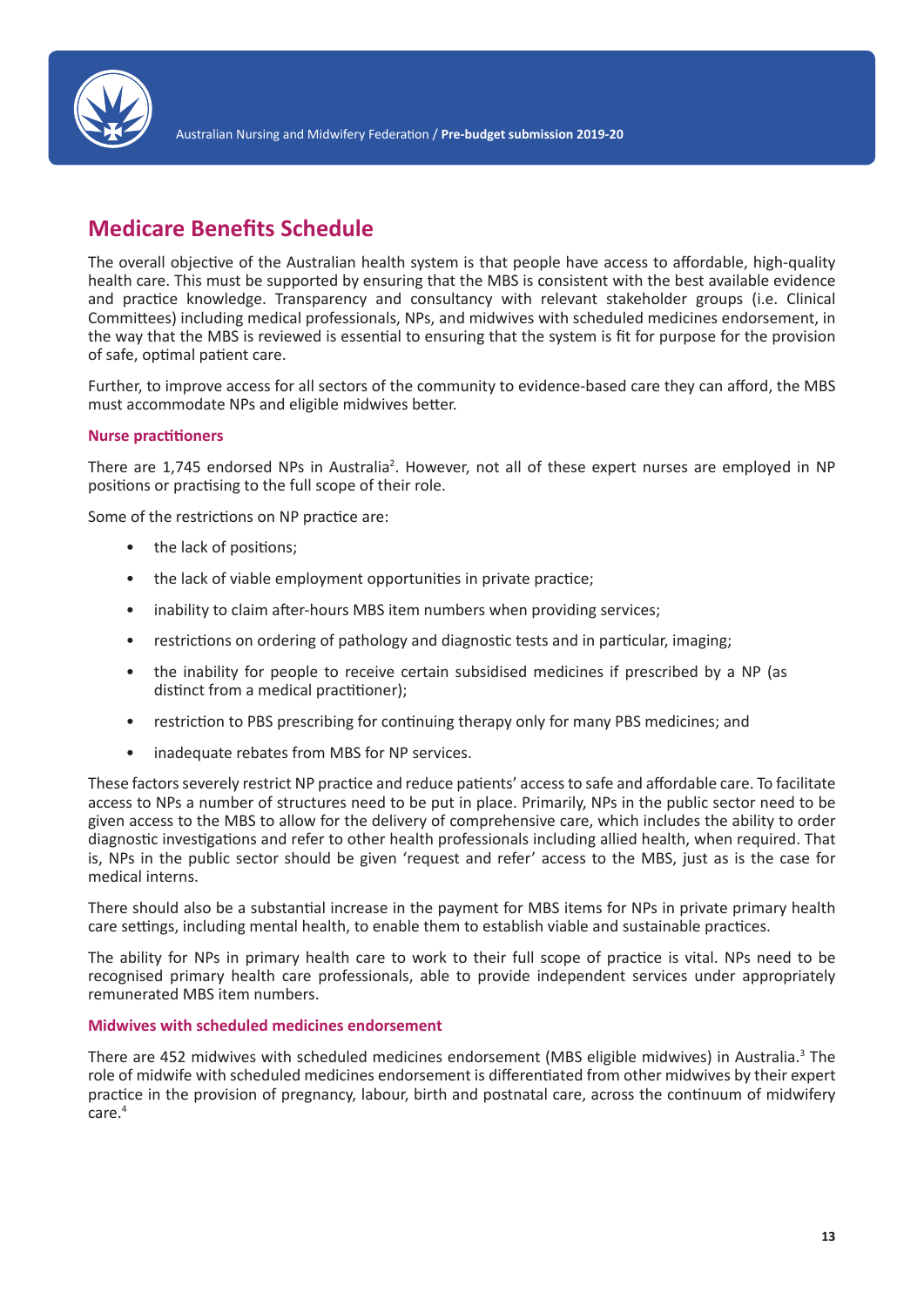## Medicare Benefits Schedule

The overall objective of the Australian health system is that people have access to affordable, high-quality health care. This must be supported by ensuring that the MBS is consistent with the best available evidence and practice knowledge. Transparency and consultancy with relevant stakeholder groups (i.e. Clinical Committees) including medical professionals, NPs, and midwives with scheduled medicines endorsement, in the way that the MBS is reviewed is essential to ensuring that the system is fit for purpose for the provision of safe, optimal patient care.

Further, to improve access for all sectors of the community to evidence-based care they can afford, the MBS must accommodate NPs and eligible midwives better.

### Nurse practitioners

There are 1,745 endorsed NPs in Australia[2]. However, not all of these expert nurses are employed in NP positions or practising to the full scope of their role.

Some of the restrictions on NP practice are:

- the lack of positions;
- the lack of viable employment opportunities in private practice;
- inability to claim after-hours MBS item numbers when providing services;
- restrictions on ordering of pathology and diagnostic tests and in particular, imaging;
- the inability for people to receive certain subsidised medicines if prescribed by a NP (as distinct from a medical practitioner);
- restriction to PBS prescribing for continuing therapy only for many PBS medicines; and
- inadequate rebates from MBS for NP services.

These factors severely restrict NP practice and reduce patients' access to safe and affordable care. To facilitate access to NPs a number of structures need to be put in place. Primarily, NPs in the public sector need to be given access to the MBS to allow for the delivery of comprehensive care, which includes the ability to order diagnostic investigations and refer to other health professionals including allied health, when required. That is, NPs in the public sector should be given 'request and refer' access to the MBS, just as is the case for medical interns.

There should also be a substantial increase in the payment for MBS items for NPs in private primary health care settings, including mental health, to enable them to establish viable and sustainable practices.

The ability for NPs in primary health care to work to their full scope of practice is vital. NPs need to be recognised primary health care professionals, able to provide independent services under appropriately remunerated MBS item numbers.

### Midwives with scheduled medicines endorsement

There are 452 midwives with scheduled medicines endorsement (MBS eligible midwives) in Australia.[3] The role of midwife with scheduled medicines endorsement is differentiated from other midwives by their expert practice in the provision of pregnancy, labour, birth and postnatal care, across the continuum of midwifery care.[4]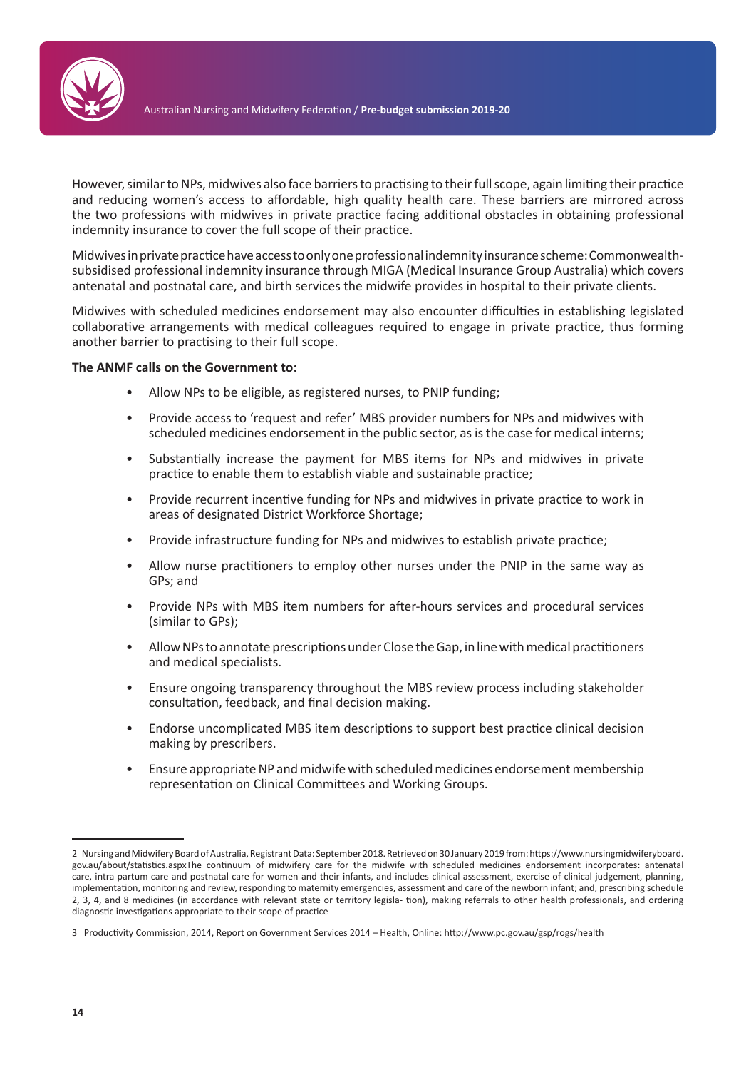However, similar to NPs, midwives also face barriers to practising to their full scope, again limiting their practice and reducing women's access to affordable, high quality health care. These barriers are mirrored across the two professions with midwives in private practice facing additional obstacles in obtaining professional indemnity insurance to cover the full scope of their practice.

Midwives in private practice have access to only one professional indemnity insurance scheme: Commonwealth-subsidised professional indemnity insurance through MIGA (Medical Insurance Group Australia) which covers antenatal and postnatal care, and birth services the midwife provides in hospital to their private clients.

Midwives with scheduled medicines endorsement may also encounter difficulties in establishing legislated collaborative arrangements with medical colleagues required to engage in private practice, thus forming another barrier to practising to their full scope.

**The ANMF calls on the Government to:**

- Allow NPs to be eligible, as registered nurses, to PNIP funding;
- Provide access to 'request and refer' MBS provider numbers for NPs and midwives with scheduled medicines endorsement in the public sector, as is the case for medical interns;
- Substantially increase the payment for MBS items for NPs and midwives in private practice to enable them to establish viable and sustainable practice;
- Provide recurrent incentive funding for NPs and midwives in private practice to work in areas of designated District Workforce Shortage;
- Provide infrastructure funding for NPs and midwives to establish private practice;
- Allow nurse practitioners to employ other nurses under the PNIP in the same way as GPs; and
- Provide NPs with MBS item numbers for after-hours services and procedural services (similar to GPs);
- Allow NPs to annotate prescriptions under Close the Gap, in line with medical practitioners and medical specialists.
- Ensure ongoing transparency throughout the MBS review process including stakeholder consultation, feedback, and final decision making.
- Endorse uncomplicated MBS item descriptions to support best practice clinical decision making by prescribers.
- Ensure appropriate NP and midwife with scheduled medicines endorsement membership representation on Clinical Committees and Working Groups.

---

2 Nursing and Midwifery Board of Australia, Registrant Data: September 2018. Retrieved on 30 January 2019 from: https://www.nursingmidwiferyboard.gov.au/about/statistics.aspxThe continuum of midwifery care for the midwife with scheduled medicines endorsement incorporates: antenatal care, intra partum care and postnatal care for women and their infants, and includes clinical assessment, exercise of clinical judgement, planning, implementation, monitoring and review, responding to maternity emergencies, assessment and care of the newborn infant; and, prescribing schedule 2, 3, 4, and 8 medicines (in accordance with relevant state or territory legisla- tion), making referrals to other health professionals, and ordering diagnostic investigations appropriate to their scope of practice

3 Productivity Commission, 2014, Report on Government Services 2014 – Health, Online: http://www.pc.gov.au/gsp/rogs/health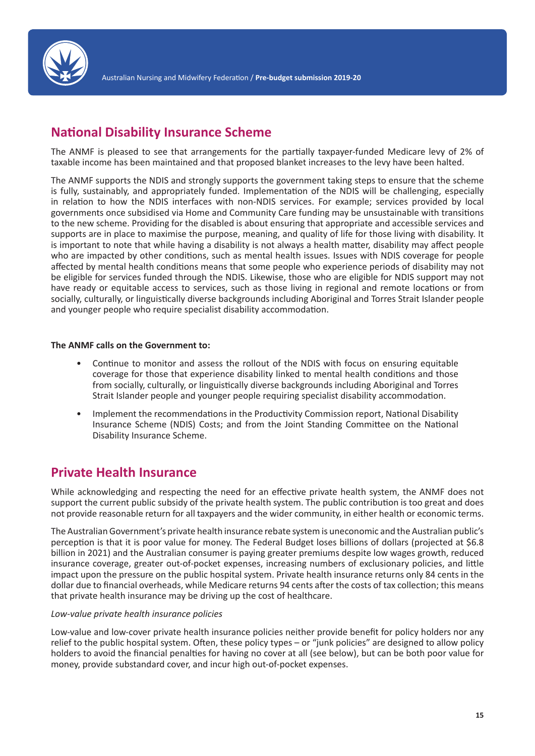## National Disability Insurance Scheme

The ANMF is pleased to see that arrangements for the partially taxpayer-funded Medicare levy of 2% of taxable income has been maintained and that proposed blanket increases to the levy have been halted.

The ANMF supports the NDIS and strongly supports the government taking steps to ensure that the scheme is fully, sustainably, and appropriately funded. Implementation of the NDIS will be challenging, especially in relation to how the NDIS interfaces with non-NDIS services. For example; services provided by local governments once subsidised via Home and Community Care funding may be unsustainable with transitions to the new scheme. Providing for the disabled is about ensuring that appropriate and accessible services and supports are in place to maximise the purpose, meaning, and quality of life for those living with disability. It is important to note that while having a disability is not always a health matter, disability may affect people who are impacted by other conditions, such as mental health issues. Issues with NDIS coverage for people affected by mental health conditions means that some people who experience periods of disability may not be eligible for services funded through the NDIS. Likewise, those who are eligible for NDIS support may not have ready or equitable access to services, such as those living in regional and remote locations or from socially, culturally, or linguistically diverse backgrounds including Aboriginal and Torres Strait Islander people and younger people who require specialist disability accommodation.

**The ANMF calls on the Government to:**

- Continue to monitor and assess the rollout of the NDIS with focus on ensuring equitable coverage for those that experience disability linked to mental health conditions and those from socially, culturally, or linguistically diverse backgrounds including Aboriginal and Torres Strait Islander people and younger people requiring specialist disability accommodation.
- Implement the recommendations in the Productivity Commission report, National Disability Insurance Scheme (NDIS) Costs; and from the Joint Standing Committee on the National Disability Insurance Scheme.

## Private Health Insurance

While acknowledging and respecting the need for an effective private health system, the ANMF does not support the current public subsidy of the private health system. The public contribution is too great and does not provide reasonable return for all taxpayers and the wider community, in either health or economic terms.

The Australian Government's private health insurance rebate system is uneconomic and the Australian public's perception is that it is poor value for money. The Federal Budget loses billions of dollars (projected at $6.8 billion in 2021) and the Australian consumer is paying greater premiums despite low wages growth, reduced insurance coverage, greater out-of-pocket expenses, increasing numbers of exclusionary policies, and little impact upon the pressure on the public hospital system. Private health insurance returns only 84 cents in the dollar due to financial overheads, while Medicare returns 94 cents after the costs of tax collection; this means that private health insurance may be driving up the cost of healthcare.

*Low-value private health insurance policies*

Low-value and low-cover private health insurance policies neither provide benefit for policy holders nor any relief to the public hospital system. Often, these policy types – or "junk policies" are designed to allow policy holders to avoid the financial penalties for having no cover at all (see below), but can be both poor value for money, provide substandard cover, and incur high out-of-pocket expenses.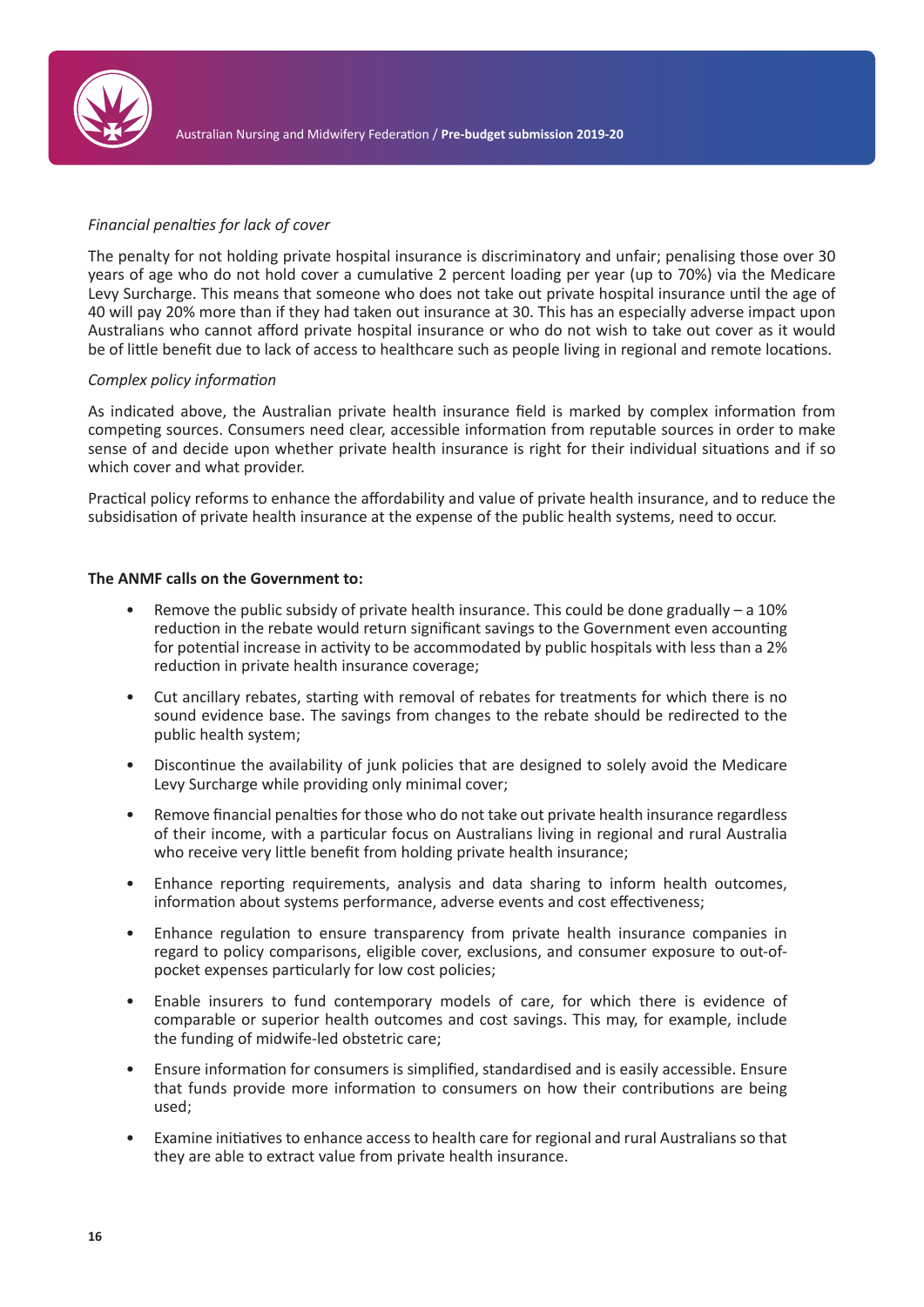*Financial penalties for lack of cover*

The penalty for not holding private hospital insurance is discriminatory and unfair; penalising those over 30 years of age who do not hold cover a cumulative 2 percent loading per year (up to 70%) via the Medicare Levy Surcharge. This means that someone who does not take out private hospital insurance until the age of 40 will pay 20% more than if they had taken out insurance at 30. This has an especially adverse impact upon Australians who cannot afford private hospital insurance or who do not wish to take out cover as it would be of little benefit due to lack of access to healthcare such as people living in regional and remote locations.

*Complex policy information*

As indicated above, the Australian private health insurance field is marked by complex information from competing sources. Consumers need clear, accessible information from reputable sources in order to make sense of and decide upon whether private health insurance is right for their individual situations and if so which cover and what provider.

Practical policy reforms to enhance the affordability and value of private health insurance, and to reduce the subsidisation of private health insurance at the expense of the public health systems, need to occur.

**The ANMF calls on the Government to:**

- Remove the public subsidy of private health insurance. This could be done gradually – a 10% reduction in the rebate would return significant savings to the Government even accounting for potential increase in activity to be accommodated by public hospitals with less than a 2% reduction in private health insurance coverage;
- Cut ancillary rebates, starting with removal of rebates for treatments for which there is no sound evidence base. The savings from changes to the rebate should be redirected to the public health system;
- Discontinue the availability of junk policies that are designed to solely avoid the Medicare Levy Surcharge while providing only minimal cover;
- Remove financial penalties for those who do not take out private health insurance regardless of their income, with a particular focus on Australians living in regional and rural Australia who receive very little benefit from holding private health insurance;
- Enhance reporting requirements, analysis and data sharing to inform health outcomes, information about systems performance, adverse events and cost effectiveness;
- Enhance regulation to ensure transparency from private health insurance companies in regard to policy comparisons, eligible cover, exclusions, and consumer exposure to out-of-pocket expenses particularly for low cost policies;
- Enable insurers to fund contemporary models of care, for which there is evidence of comparable or superior health outcomes and cost savings. This may, for example, include the funding of midwife-led obstetric care;
- Ensure information for consumers is simplified, standardised and is easily accessible. Ensure that funds provide more information to consumers on how their contributions are being used;
- Examine initiatives to enhance access to health care for regional and rural Australians so that they are able to extract value from private health insurance.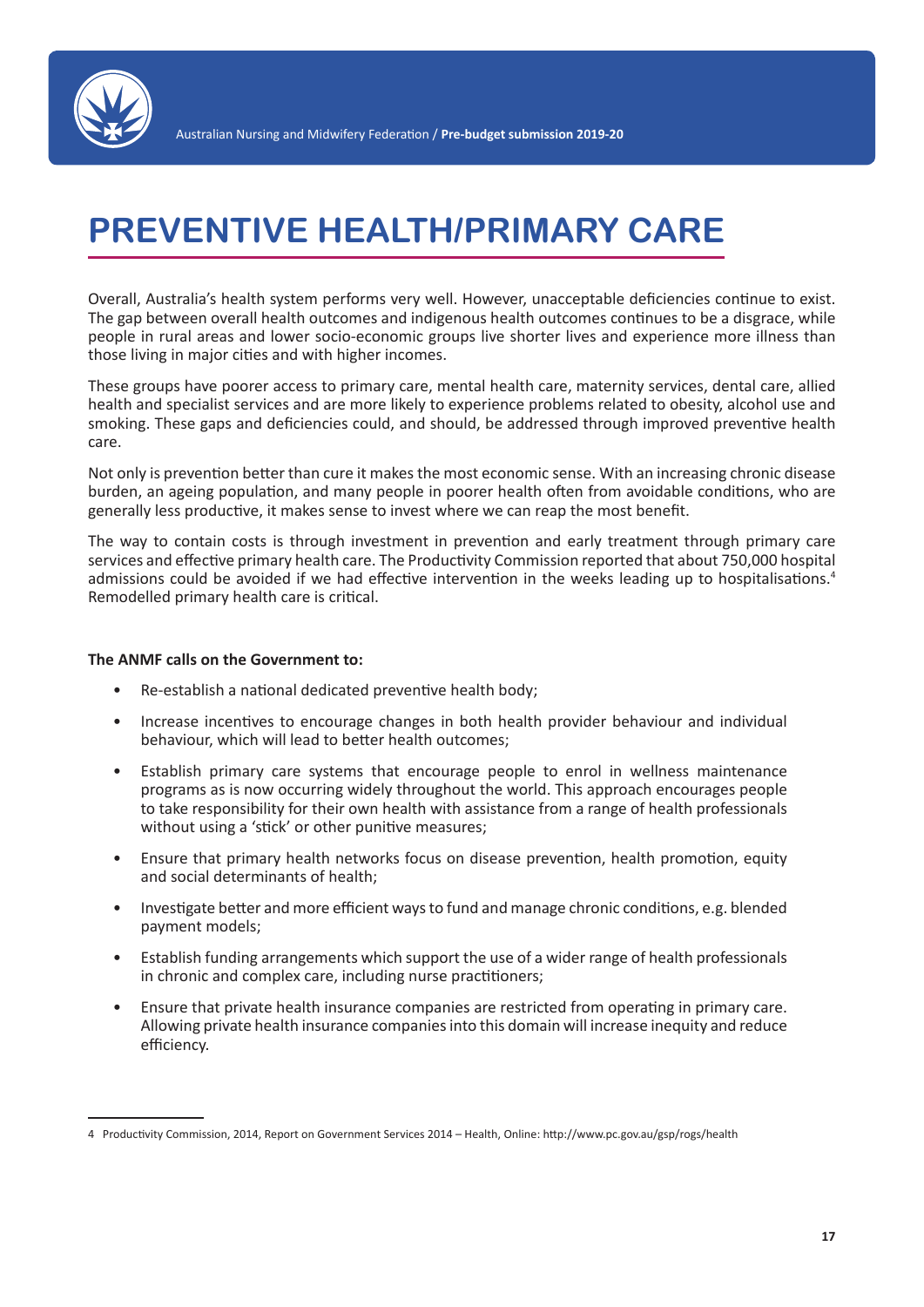# PREVENTIVE HEALTH/PRIMARY CARE

Overall, Australia's health system performs very well. However, unacceptable deficiencies continue to exist. The gap between overall health outcomes and indigenous health outcomes continues to be a disgrace, while people in rural areas and lower socio-economic groups live shorter lives and experience more illness than those living in major cities and with higher incomes.

These groups have poorer access to primary care, mental health care, maternity services, dental care, allied health and specialist services and are more likely to experience problems related to obesity, alcohol use and smoking. These gaps and deficiencies could, and should, be addressed through improved preventive health care.

Not only is prevention better than cure it makes the most economic sense. With an increasing chronic disease burden, an ageing population, and many people in poorer health often from avoidable conditions, who are generally less productive, it makes sense to invest where we can reap the most benefit.

The way to contain costs is through investment in prevention and early treatment through primary care services and effective primary health care. The Productivity Commission reported that about 750,000 hospital admissions could be avoided if we had effective intervention in the weeks leading up to hospitalisations.[4] Remodelled primary health care is critical.

**The ANMF calls on the Government to:**

- Re-establish a national dedicated preventive health body;
- Increase incentives to encourage changes in both health provider behaviour and individual behaviour, which will lead to better health outcomes;
- Establish primary care systems that encourage people to enrol in wellness maintenance programs as is now occurring widely throughout the world. This approach encourages people to take responsibility for their own health with assistance from a range of health professionals without using a 'stick' or other punitive measures;
- Ensure that primary health networks focus on disease prevention, health promotion, equity and social determinants of health;
- Investigate better and more efficient ways to fund and manage chronic conditions, e.g. blended payment models;
- Establish funding arrangements which support the use of a wider range of health professionals in chronic and complex care, including nurse practitioners;
- Ensure that private health insurance companies are restricted from operating in primary care. Allowing private health insurance companies into this domain will increase inequity and reduce efficiency.

---

4 Productivity Commission, 2014, Report on Government Services 2014 – Health, Online: http://www.pc.gov.au/gsp/rogs/health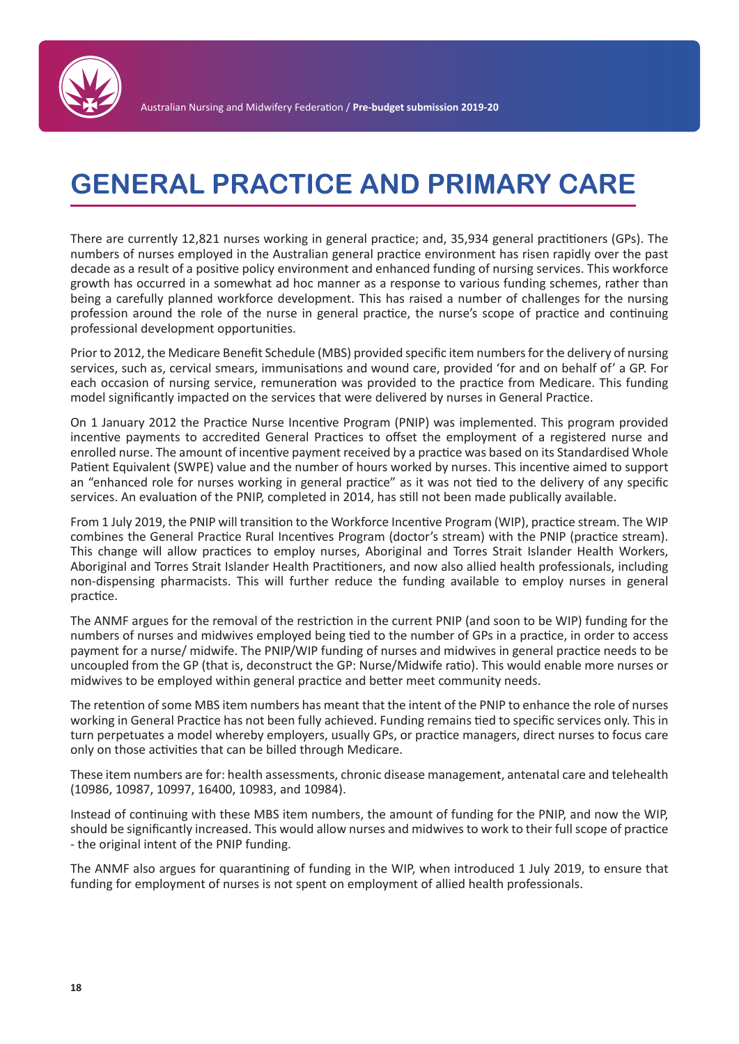# GENERAL PRACTICE AND PRIMARY CARE

There are currently 12,821 nurses working in general practice; and, 35,934 general practitioners (GPs). The numbers of nurses employed in the Australian general practice environment has risen rapidly over the past decade as a result of a positive policy environment and enhanced funding of nursing services. This workforce growth has occurred in a somewhat ad hoc manner as a response to various funding schemes, rather than being a carefully planned workforce development. This has raised a number of challenges for the nursing profession around the role of the nurse in general practice, the nurse's scope of practice and continuing professional development opportunities.

Prior to 2012, the Medicare Benefit Schedule (MBS) provided specific item numbers for the delivery of nursing services, such as, cervical smears, immunisations and wound care, provided 'for and on behalf of' a GP. For each occasion of nursing service, remuneration was provided to the practice from Medicare. This funding model significantly impacted on the services that were delivered by nurses in General Practice.

On 1 January 2012 the Practice Nurse Incentive Program (PNIP) was implemented. This program provided incentive payments to accredited General Practices to offset the employment of a registered nurse and enrolled nurse. The amount of incentive payment received by a practice was based on its Standardised Whole Patient Equivalent (SWPE) value and the number of hours worked by nurses. This incentive aimed to support an "enhanced role for nurses working in general practice" as it was not tied to the delivery of any specific services. An evaluation of the PNIP, completed in 2014, has still not been made publically available.

From 1 July 2019, the PNIP will transition to the Workforce Incentive Program (WIP), practice stream. The WIP combines the General Practice Rural Incentives Program (doctor's stream) with the PNIP (practice stream). This change will allow practices to employ nurses, Aboriginal and Torres Strait Islander Health Workers, Aboriginal and Torres Strait Islander Health Practitioners, and now also allied health professionals, including non-dispensing pharmacists. This will further reduce the funding available to employ nurses in general practice.

The ANMF argues for the removal of the restriction in the current PNIP (and soon to be WIP) funding for the numbers of nurses and midwives employed being tied to the number of GPs in a practice, in order to access payment for a nurse/ midwife. The PNIP/WIP funding of nurses and midwives in general practice needs to be uncoupled from the GP (that is, deconstruct the GP: Nurse/Midwife ratio). This would enable more nurses or midwives to be employed within general practice and better meet community needs.

The retention of some MBS item numbers has meant that the intent of the PNIP to enhance the role of nurses working in General Practice has not been fully achieved. Funding remains tied to specific services only. This in turn perpetuates a model whereby employers, usually GPs, or practice managers, direct nurses to focus care only on those activities that can be billed through Medicare.

These item numbers are for: health assessments, chronic disease management, antenatal care and telehealth (10986, 10987, 10997, 16400, 10983, and 10984).

Instead of continuing with these MBS item numbers, the amount of funding for the PNIP, and now the WIP, should be significantly increased. This would allow nurses and midwives to work to their full scope of practice - the original intent of the PNIP funding.

The ANMF also argues for quarantining of funding in the WIP, when introduced 1 July 2019, to ensure that funding for employment of nurses is not spent on employment of allied health professionals.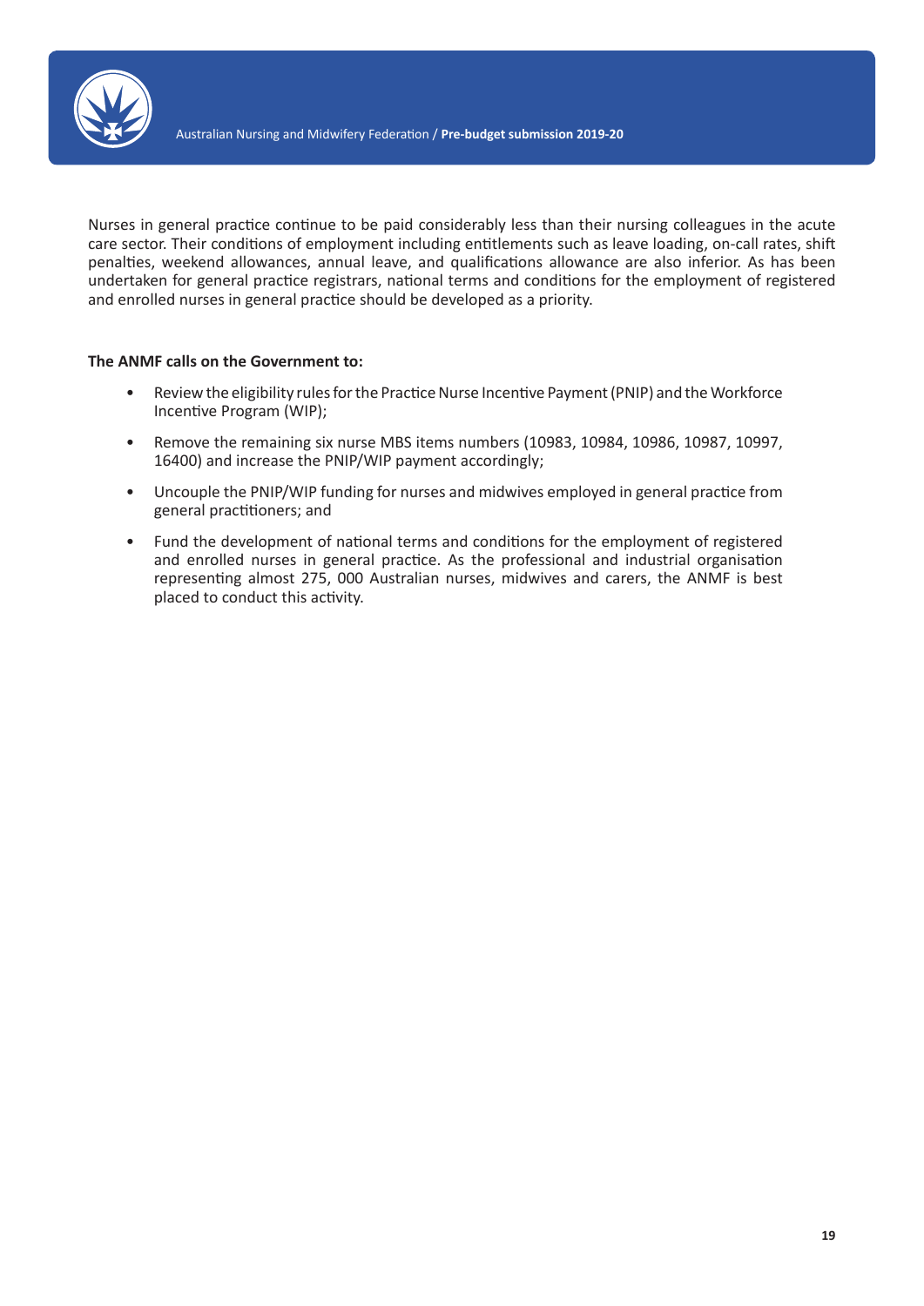Nurses in general practice continue to be paid considerably less than their nursing colleagues in the acute care sector. Their conditions of employment including entitlements such as leave loading, on-call rates, shift penalties, weekend allowances, annual leave, and qualifications allowance are also inferior. As has been undertaken for general practice registrars, national terms and conditions for the employment of registered and enrolled nurses in general practice should be developed as a priority.

**The ANMF calls on the Government to:**

- Review the eligibility rules for the Practice Nurse Incentive Payment (PNIP) and the Workforce Incentive Program (WIP);
- Remove the remaining six nurse MBS items numbers (10983, 10984, 10986, 10987, 10997, 16400) and increase the PNIP/WIP payment accordingly;
- Uncouple the PNIP/WIP funding for nurses and midwives employed in general practice from general practitioners; and
- Fund the development of national terms and conditions for the employment of registered and enrolled nurses in general practice. As the professional and industrial organisation representing almost 275, 000 Australian nurses, midwives and carers, the ANMF is best placed to conduct this activity.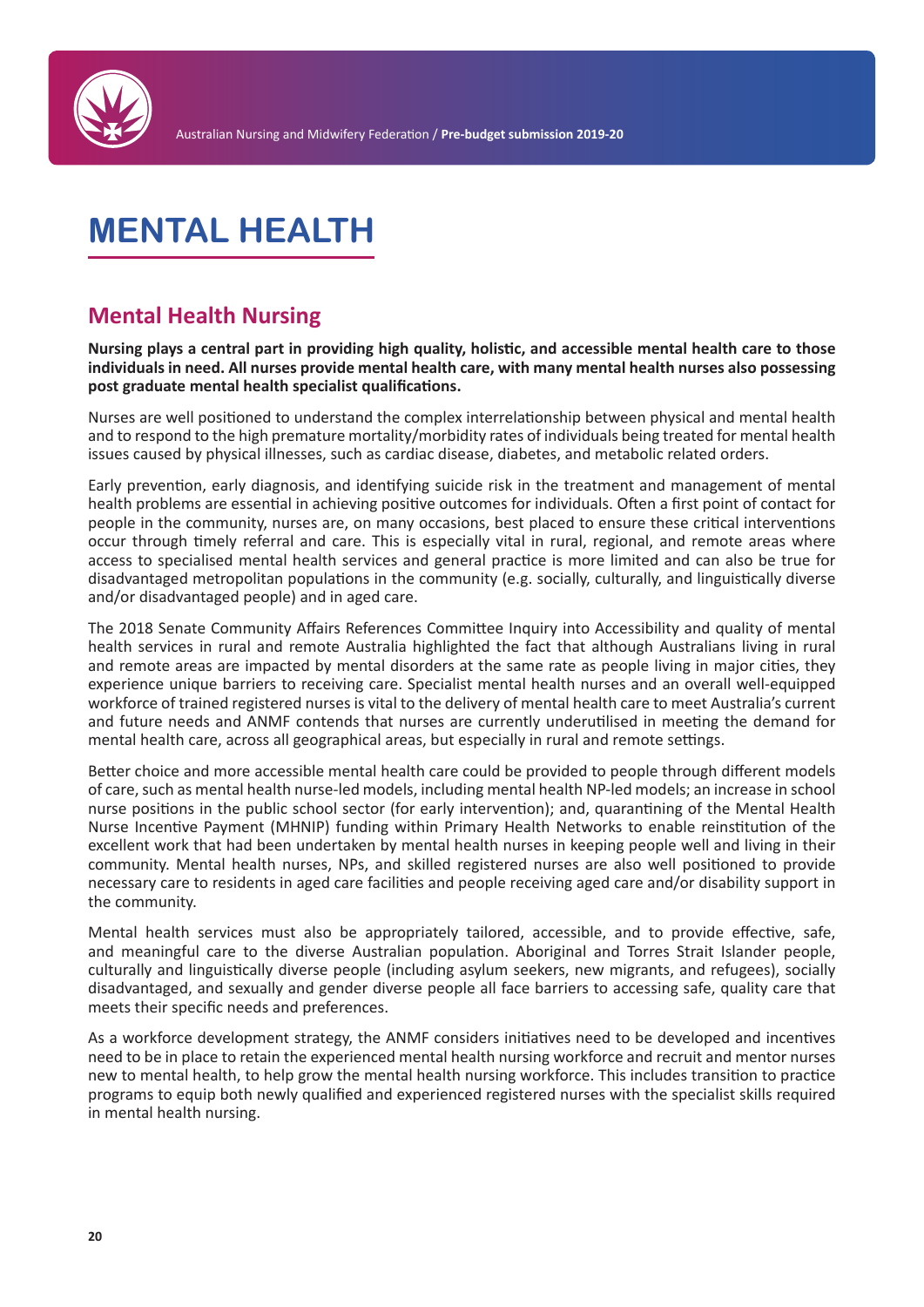# MENTAL HEALTH

## Mental Health Nursing

**Nursing plays a central part in providing high quality, holistic, and accessible mental health care to those individuals in need. All nurses provide mental health care, with many mental health nurses also possessing post graduate mental health specialist qualifications.**

Nurses are well positioned to understand the complex interrelationship between physical and mental health and to respond to the high premature mortality/morbidity rates of individuals being treated for mental health issues caused by physical illnesses, such as cardiac disease, diabetes, and metabolic related orders.

Early prevention, early diagnosis, and identifying suicide risk in the treatment and management of mental health problems are essential in achieving positive outcomes for individuals. Often a first point of contact for people in the community, nurses are, on many occasions, best placed to ensure these critical interventions occur through timely referral and care. This is especially vital in rural, regional, and remote areas where access to specialised mental health services and general practice is more limited and can also be true for disadvantaged metropolitan populations in the community (e.g. socially, culturally, and linguistically diverse and/or disadvantaged people) and in aged care.

The 2018 Senate Community Affairs References Committee Inquiry into Accessibility and quality of mental health services in rural and remote Australia highlighted the fact that although Australians living in rural and remote areas are impacted by mental disorders at the same rate as people living in major cities, they experience unique barriers to receiving care. Specialist mental health nurses and an overall well-equipped workforce of trained registered nurses is vital to the delivery of mental health care to meet Australia's current and future needs and ANMF contends that nurses are currently underutilised in meeting the demand for mental health care, across all geographical areas, but especially in rural and remote settings.

Better choice and more accessible mental health care could be provided to people through different models of care, such as mental health nurse-led models, including mental health NP-led models; an increase in school nurse positions in the public school sector (for early intervention); and, quarantining of the Mental Health Nurse Incentive Payment (MHNIP) funding within Primary Health Networks to enable reinstitution of the excellent work that had been undertaken by mental health nurses in keeping people well and living in their community. Mental health nurses, NPs, and skilled registered nurses are also well positioned to provide necessary care to residents in aged care facilities and people receiving aged care and/or disability support in the community.

Mental health services must also be appropriately tailored, accessible, and to provide effective, safe, and meaningful care to the diverse Australian population. Aboriginal and Torres Strait Islander people, culturally and linguistically diverse people (including asylum seekers, new migrants, and refugees), socially disadvantaged, and sexually and gender diverse people all face barriers to accessing safe, quality care that meets their specific needs and preferences.

As a workforce development strategy, the ANMF considers initiatives need to be developed and incentives need to be in place to retain the experienced mental health nursing workforce and recruit and mentor nurses new to mental health, to help grow the mental health nursing workforce. This includes transition to practice programs to equip both newly qualified and experienced registered nurses with the specialist skills required in mental health nursing.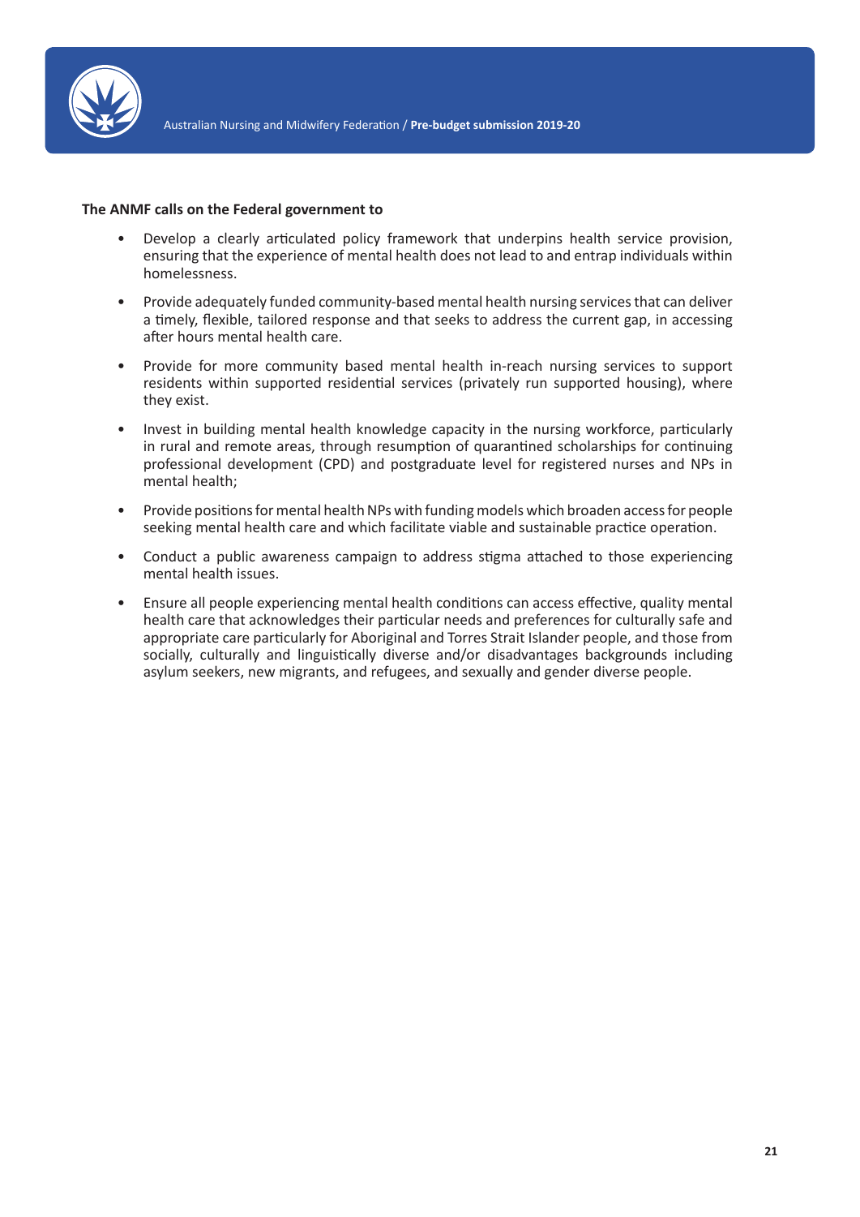**The ANMF calls on the Federal government to**

- Develop a clearly articulated policy framework that underpins health service provision, ensuring that the experience of mental health does not lead to and entrap individuals within homelessness.
- Provide adequately funded community-based mental health nursing services that can deliver a timely, flexible, tailored response and that seeks to address the current gap, in accessing after hours mental health care.
- Provide for more community based mental health in-reach nursing services to support residents within supported residential services (privately run supported housing), where they exist.
- Invest in building mental health knowledge capacity in the nursing workforce, particularly in rural and remote areas, through resumption of quarantined scholarships for continuing professional development (CPD) and postgraduate level for registered nurses and NPs in mental health;
- Provide positions for mental health NPs with funding models which broaden access for people seeking mental health care and which facilitate viable and sustainable practice operation.
- Conduct a public awareness campaign to address stigma attached to those experiencing mental health issues.
- Ensure all people experiencing mental health conditions can access effective, quality mental health care that acknowledges their particular needs and preferences for culturally safe and appropriate care particularly for Aboriginal and Torres Strait Islander people, and those from socially, culturally and linguistically diverse and/or disadvantages backgrounds including asylum seekers, new migrants, and refugees, and sexually and gender diverse people.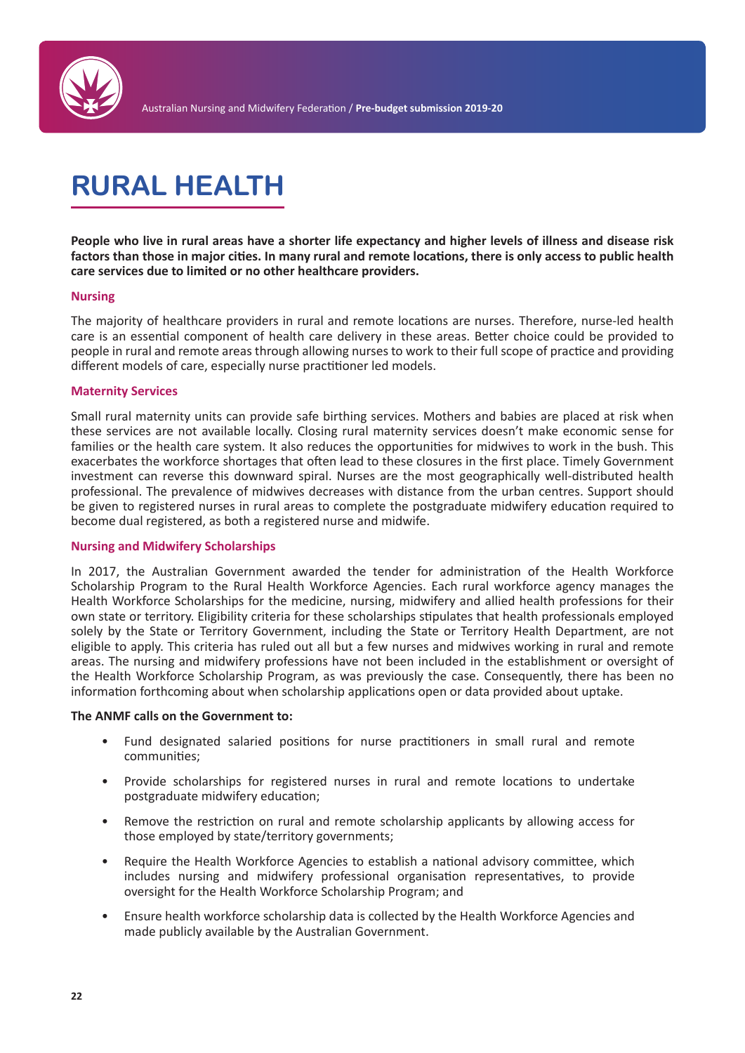# RURAL HEALTH

**People who live in rural areas have a shorter life expectancy and higher levels of illness and disease risk factors than those in major cities. In many rural and remote locations, there is only access to public health care services due to limited or no other healthcare providers.**

## Nursing

The majority of healthcare providers in rural and remote locations are nurses. Therefore, nurse-led health care is an essential component of health care delivery in these areas. Better choice could be provided to people in rural and remote areas through allowing nurses to work to their full scope of practice and providing different models of care, especially nurse practitioner led models.

## Maternity Services

Small rural maternity units can provide safe birthing services. Mothers and babies are placed at risk when these services are not available locally. Closing rural maternity services doesn't make economic sense for families or the health care system. It also reduces the opportunities for midwives to work in the bush. This exacerbates the workforce shortages that often lead to these closures in the first place. Timely Government investment can reverse this downward spiral. Nurses are the most geographically well-distributed health professional. The prevalence of midwives decreases with distance from the urban centres. Support should be given to registered nurses in rural areas to complete the postgraduate midwifery education required to become dual registered, as both a registered nurse and midwife.

## Nursing and Midwifery Scholarships

In 2017, the Australian Government awarded the tender for administration of the Health Workforce Scholarship Program to the Rural Health Workforce Agencies. Each rural workforce agency manages the Health Workforce Scholarships for the medicine, nursing, midwifery and allied health professions for their own state or territory. Eligibility criteria for these scholarships stipulates that health professionals employed solely by the State or Territory Government, including the State or Territory Health Department, are not eligible to apply. This criteria has ruled out all but a few nurses and midwives working in rural and remote areas. The nursing and midwifery professions have not been included in the establishment or oversight of the Health Workforce Scholarship Program, as was previously the case. Consequently, there has been no information forthcoming about when scholarship applications open or data provided about uptake.

**The ANMF calls on the Government to:**

- Fund designated salaried positions for nurse practitioners in small rural and remote communities;
- Provide scholarships for registered nurses in rural and remote locations to undertake postgraduate midwifery education;
- Remove the restriction on rural and remote scholarship applicants by allowing access for those employed by state/territory governments;
- Require the Health Workforce Agencies to establish a national advisory committee, which includes nursing and midwifery professional organisation representatives, to provide oversight for the Health Workforce Scholarship Program; and
- Ensure health workforce scholarship data is collected by the Health Workforce Agencies and made publicly available by the Australian Government.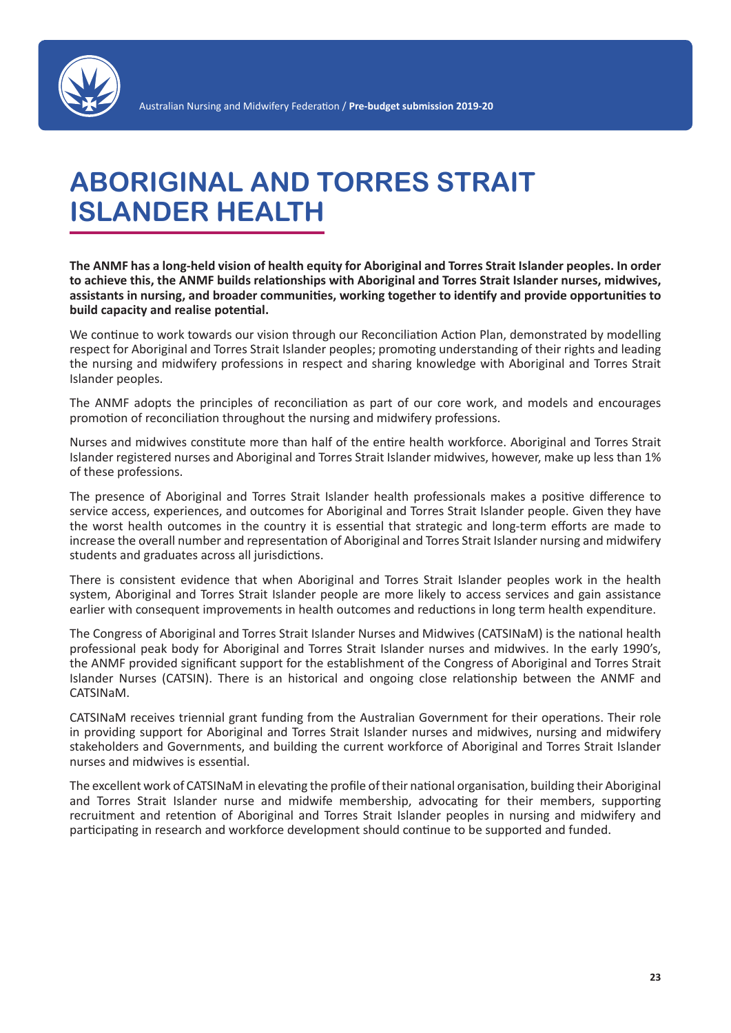# ABORIGINAL AND TORRES STRAIT ISLANDER HEALTH

**The ANMF has a long-held vision of health equity for Aboriginal and Torres Strait Islander peoples. In order to achieve this, the ANMF builds relationships with Aboriginal and Torres Strait Islander nurses, midwives, assistants in nursing, and broader communities, working together to identify and provide opportunities to build capacity and realise potential.**

We continue to work towards our vision through our Reconciliation Action Plan, demonstrated by modelling respect for Aboriginal and Torres Strait Islander peoples; promoting understanding of their rights and leading the nursing and midwifery professions in respect and sharing knowledge with Aboriginal and Torres Strait Islander peoples.

The ANMF adopts the principles of reconciliation as part of our core work, and models and encourages promotion of reconciliation throughout the nursing and midwifery professions.

Nurses and midwives constitute more than half of the entire health workforce. Aboriginal and Torres Strait Islander registered nurses and Aboriginal and Torres Strait Islander midwives, however, make up less than 1% of these professions.

The presence of Aboriginal and Torres Strait Islander health professionals makes a positive difference to service access, experiences, and outcomes for Aboriginal and Torres Strait Islander people. Given they have the worst health outcomes in the country it is essential that strategic and long-term efforts are made to increase the overall number and representation of Aboriginal and Torres Strait Islander nursing and midwifery students and graduates across all jurisdictions.

There is consistent evidence that when Aboriginal and Torres Strait Islander peoples work in the health system, Aboriginal and Torres Strait Islander people are more likely to access services and gain assistance earlier with consequent improvements in health outcomes and reductions in long term health expenditure.

The Congress of Aboriginal and Torres Strait Islander Nurses and Midwives (CATSINaM) is the national health professional peak body for Aboriginal and Torres Strait Islander nurses and midwives. In the early 1990's, the ANMF provided significant support for the establishment of the Congress of Aboriginal and Torres Strait Islander Nurses (CATSIN). There is an historical and ongoing close relationship between the ANMF and CATSINaM.

CATSINaM receives triennial grant funding from the Australian Government for their operations. Their role in providing support for Aboriginal and Torres Strait Islander nurses and midwives, nursing and midwifery stakeholders and Governments, and building the current workforce of Aboriginal and Torres Strait Islander nurses and midwives is essential.

The excellent work of CATSINaM in elevating the profile of their national organisation, building their Aboriginal and Torres Strait Islander nurse and midwife membership, advocating for their members, supporting recruitment and retention of Aboriginal and Torres Strait Islander peoples in nursing and midwifery and participating in research and workforce development should continue to be supported and funded.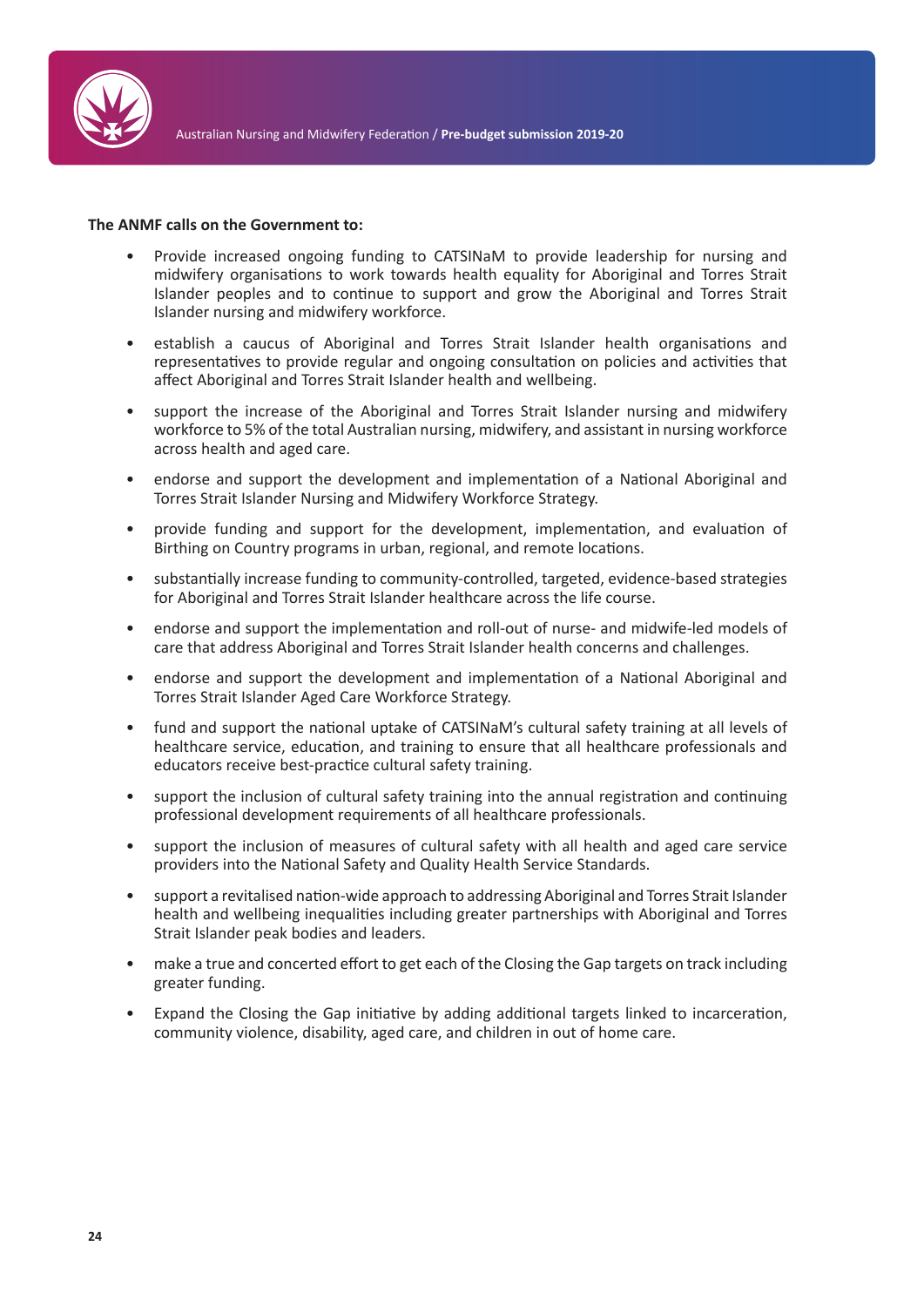**The ANMF calls on the Government to:**

- Provide increased ongoing funding to CATSINaM to provide leadership for nursing and midwifery organisations to work towards health equality for Aboriginal and Torres Strait Islander peoples and to continue to support and grow the Aboriginal and Torres Strait Islander nursing and midwifery workforce.
- establish a caucus of Aboriginal and Torres Strait Islander health organisations and representatives to provide regular and ongoing consultation on policies and activities that affect Aboriginal and Torres Strait Islander health and wellbeing.
- support the increase of the Aboriginal and Torres Strait Islander nursing and midwifery workforce to 5% of the total Australian nursing, midwifery, and assistant in nursing workforce across health and aged care.
- endorse and support the development and implementation of a National Aboriginal and Torres Strait Islander Nursing and Midwifery Workforce Strategy.
- provide funding and support for the development, implementation, and evaluation of Birthing on Country programs in urban, regional, and remote locations.
- substantially increase funding to community-controlled, targeted, evidence-based strategies for Aboriginal and Torres Strait Islander healthcare across the life course.
- endorse and support the implementation and roll-out of nurse- and midwife-led models of care that address Aboriginal and Torres Strait Islander health concerns and challenges.
- endorse and support the development and implementation of a National Aboriginal and Torres Strait Islander Aged Care Workforce Strategy.
- fund and support the national uptake of CATSINaM's cultural safety training at all levels of healthcare service, education, and training to ensure that all healthcare professionals and educators receive best-practice cultural safety training.
- support the inclusion of cultural safety training into the annual registration and continuing professional development requirements of all healthcare professionals.
- support the inclusion of measures of cultural safety with all health and aged care service providers into the National Safety and Quality Health Service Standards.
- support a revitalised nation-wide approach to addressing Aboriginal and Torres Strait Islander health and wellbeing inequalities including greater partnerships with Aboriginal and Torres Strait Islander peak bodies and leaders.
- make a true and concerted effort to get each of the Closing the Gap targets on track including greater funding.
- Expand the Closing the Gap initiative by adding additional targets linked to incarceration, community violence, disability, aged care, and children in out of home care.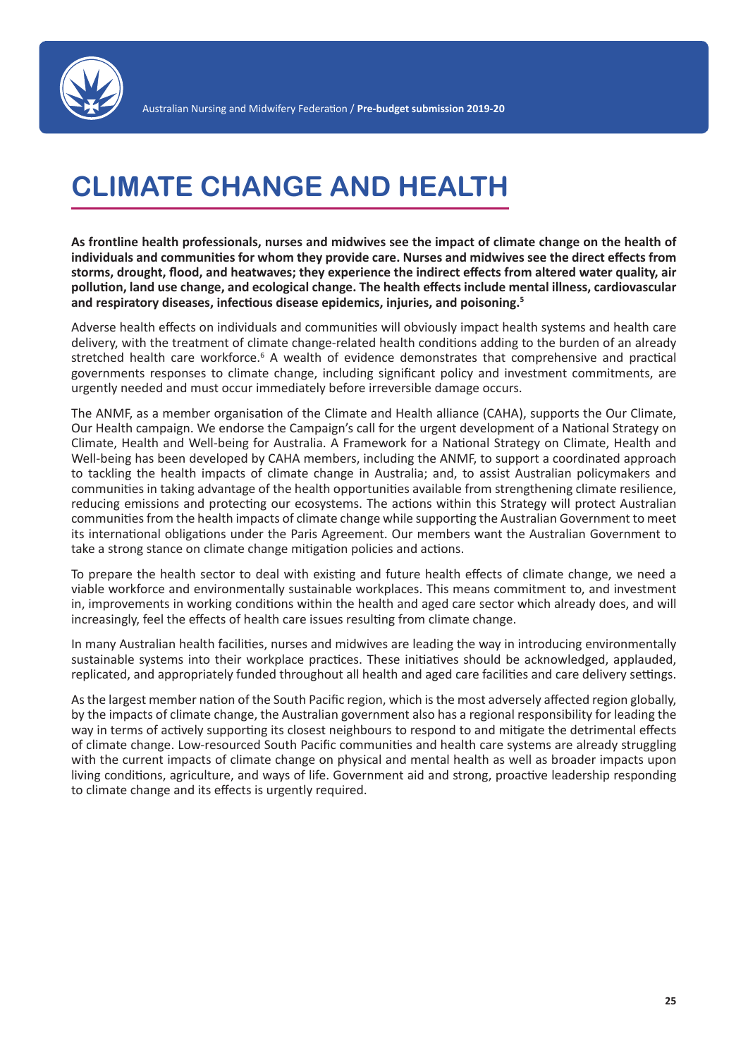# CLIMATE CHANGE AND HEALTH

**As frontline health professionals, nurses and midwives see the impact of climate change on the health of individuals and communities for whom they provide care. Nurses and midwives see the direct effects from storms, drought, flood, and heatwaves; they experience the indirect effects from altered water quality, air pollution, land use change, and ecological change. The health effects include mental illness, cardiovascular and respiratory diseases, infectious disease epidemics, injuries, and poisoning.[5]**

Adverse health effects on individuals and communities will obviously impact health systems and health care delivery, with the treatment of climate change-related health conditions adding to the burden of an already stretched health care workforce.[6] A wealth of evidence demonstrates that comprehensive and practical governments responses to climate change, including significant policy and investment commitments, are urgently needed and must occur immediately before irreversible damage occurs.

The ANMF, as a member organisation of the Climate and Health alliance (CAHA), supports the Our Climate, Our Health campaign. We endorse the Campaign's call for the urgent development of a National Strategy on Climate, Health and Well-being for Australia. A Framework for a National Strategy on Climate, Health and Well-being has been developed by CAHA members, including the ANMF, to support a coordinated approach to tackling the health impacts of climate change in Australia; and, to assist Australian policymakers and communities in taking advantage of the health opportunities available from strengthening climate resilience, reducing emissions and protecting our ecosystems. The actions within this Strategy will protect Australian communities from the health impacts of climate change while supporting the Australian Government to meet its international obligations under the Paris Agreement. Our members want the Australian Government to take a strong stance on climate change mitigation policies and actions.

To prepare the health sector to deal with existing and future health effects of climate change, we need a viable workforce and environmentally sustainable workplaces. This means commitment to, and investment in, improvements in working conditions within the health and aged care sector which already does, and will increasingly, feel the effects of health care issues resulting from climate change.

In many Australian health facilities, nurses and midwives are leading the way in introducing environmentally sustainable systems into their workplace practices. These initiatives should be acknowledged, applauded, replicated, and appropriately funded throughout all health and aged care facilities and care delivery settings.

As the largest member nation of the South Pacific region, which is the most adversely affected region globally, by the impacts of climate change, the Australian government also has a regional responsibility for leading the way in terms of actively supporting its closest neighbours to respond to and mitigate the detrimental effects of climate change. Low-resourced South Pacific communities and health care systems are already struggling with the current impacts of climate change on physical and mental health as well as broader impacts upon living conditions, agriculture, and ways of life. Government aid and strong, proactive leadership responding to climate change and its effects is urgently required.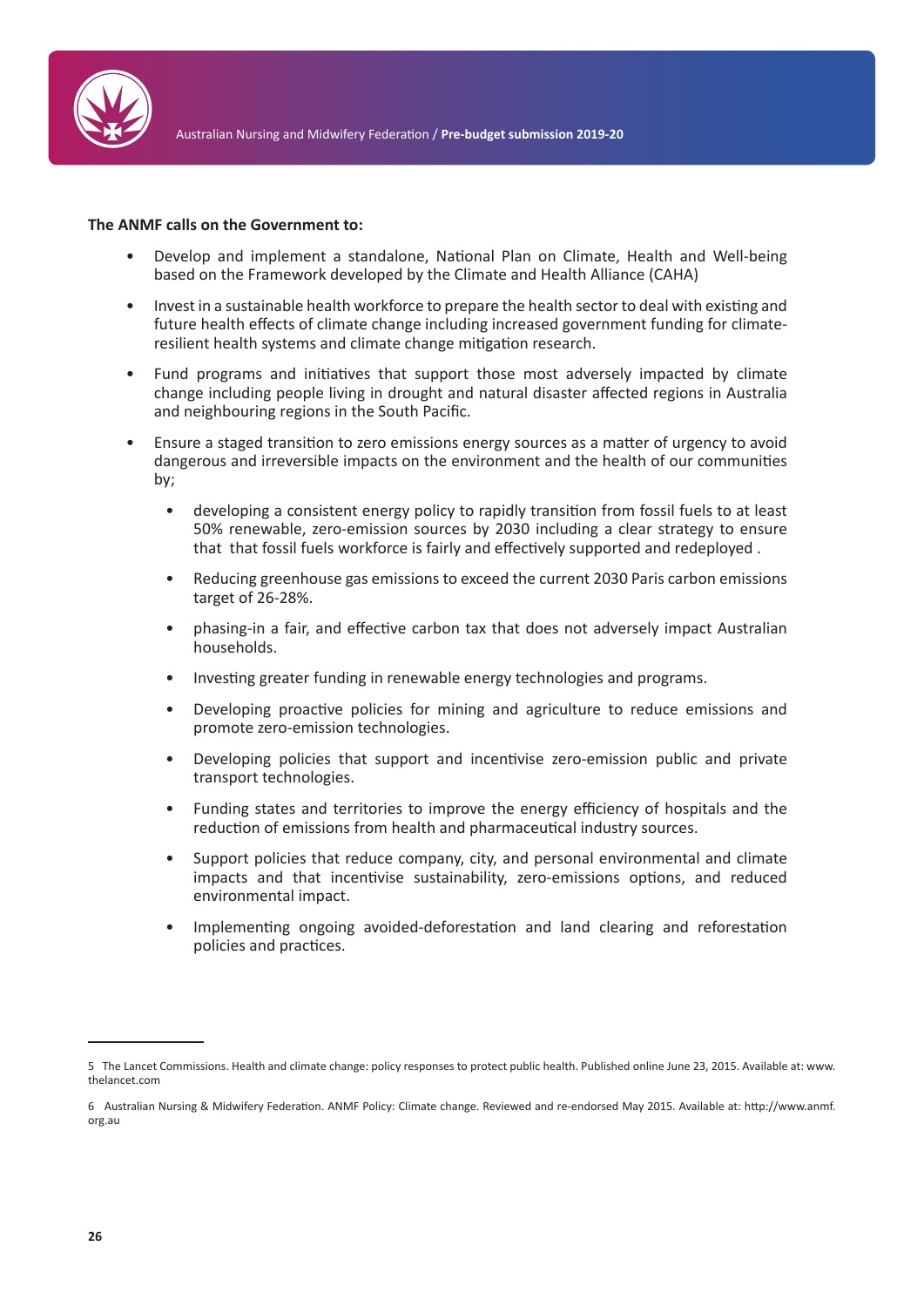**The ANMF calls on the Government to:**

- Develop and implement a standalone, National Plan on Climate, Health and Well-being based on the Framework developed by the Climate and Health Alliance (CAHA)
- Invest in a sustainable health workforce to prepare the health sector to deal with existing and future health effects of climate change including increased government funding for climate-resilient health systems and climate change mitigation research.
- Fund programs and initiatives that support those most adversely impacted by climate change including people living in drought and natural disaster affected regions in Australia and neighbouring regions in the South Pacific.
- Ensure a staged transition to zero emissions energy sources as a matter of urgency to avoid dangerous and irreversible impacts on the environment and the health of our communities by;
  - developing a consistent energy policy to rapidly transition from fossil fuels to at least 50% renewable, zero-emission sources by 2030 including a clear strategy to ensure that that fossil fuels workforce is fairly and effectively supported and redeployed .
  - Reducing greenhouse gas emissions to exceed the current 2030 Paris carbon emissions target of 26-28%.
  - phasing-in a fair, and effective carbon tax that does not adversely impact Australian households.
  - Investing greater funding in renewable energy technologies and programs.
  - Developing proactive policies for mining and agriculture to reduce emissions and promote zero-emission technologies.
  - Developing policies that support and incentivise zero-emission public and private transport technologies.
  - Funding states and territories to improve the energy efficiency of hospitals and the reduction of emissions from health and pharmaceutical industry sources.
  - Support policies that reduce company, city, and personal environmental and climate impacts and that incentivise sustainability, zero-emissions options, and reduced environmental impact.
  - Implementing ongoing avoided-deforestation and land clearing and reforestation policies and practices.

---

5 The Lancet Commissions. Health and climate change: policy responses to protect public health. Published online June 23, 2015. Available at: www.thelancet.com

6 Australian Nursing & Midwifery Federation. ANMF Policy: Climate change. Reviewed and re-endorsed May 2015. Available at: http://www.anmf.org.au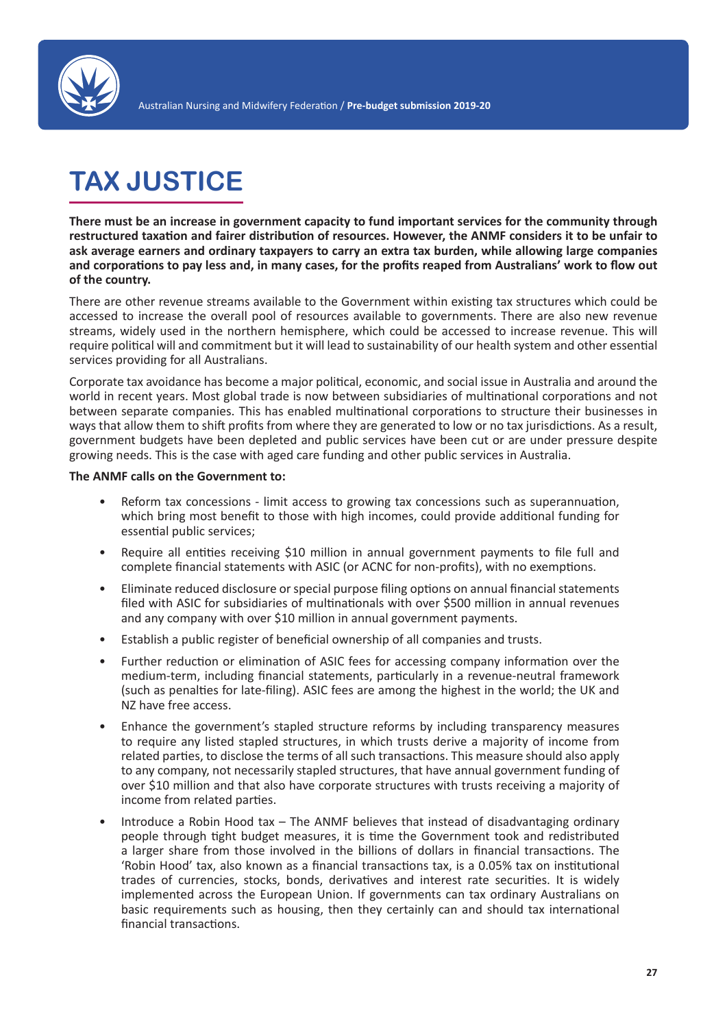# TAX JUSTICE

**There must be an increase in government capacity to fund important services for the community through restructured taxation and fairer distribution of resources. However, the ANMF considers it to be unfair to ask average earners and ordinary taxpayers to carry an extra tax burden, while allowing large companies and corporations to pay less and, in many cases, for the profits reaped from Australians' work to flow out of the country.**

There are other revenue streams available to the Government within existing tax structures which could be accessed to increase the overall pool of resources available to governments. There are also new revenue streams, widely used in the northern hemisphere, which could be accessed to increase revenue. This will require political will and commitment but it will lead to sustainability of our health system and other essential services providing for all Australians.

Corporate tax avoidance has become a major political, economic, and social issue in Australia and around the world in recent years. Most global trade is now between subsidiaries of multinational corporations and not between separate companies. This has enabled multinational corporations to structure their businesses in ways that allow them to shift profits from where they are generated to low or no tax jurisdictions. As a result, government budgets have been depleted and public services have been cut or are under pressure despite growing needs. This is the case with aged care funding and other public services in Australia.

**The ANMF calls on the Government to:**

- Reform tax concessions - limit access to growing tax concessions such as superannuation, which bring most benefit to those with high incomes, could provide additional funding for essential public services;
- Require all entities receiving $10 million in annual government payments to file full and complete financial statements with ASIC (or ACNC for non-profits), with no exemptions.
- Eliminate reduced disclosure or special purpose filing options on annual financial statements filed with ASIC for subsidiaries of multinationals with over $500 million in annual revenues and any company with over $10 million in annual government payments.
- Establish a public register of beneficial ownership of all companies and trusts.
- Further reduction or elimination of ASIC fees for accessing company information over the medium-term, including financial statements, particularly in a revenue-neutral framework (such as penalties for late-filing). ASIC fees are among the highest in the world; the UK and NZ have free access.
- Enhance the government's stapled structure reforms by including transparency measures to require any listed stapled structures, in which trusts derive a majority of income from related parties, to disclose the terms of all such transactions. This measure should also apply to any company, not necessarily stapled structures, that have annual government funding of over $10 million and that also have corporate structures with trusts receiving a majority of income from related parties.
- Introduce a Robin Hood tax – The ANMF believes that instead of disadvantaging ordinary people through tight budget measures, it is time the Government took and redistributed a larger share from those involved in the billions of dollars in financial transactions. The 'Robin Hood' tax, also known as a financial transactions tax, is a 0.05% tax on institutional trades of currencies, stocks, bonds, derivatives and interest rate securities. It is widely implemented across the European Union. If governments can tax ordinary Australians on basic requirements such as housing, then they certainly can and should tax international financial transactions.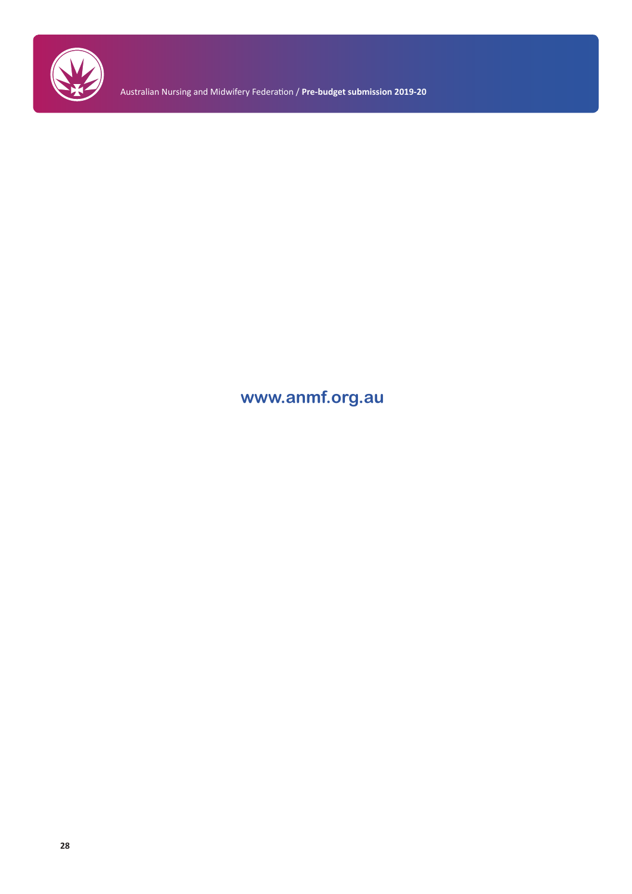www.anmf.org.au